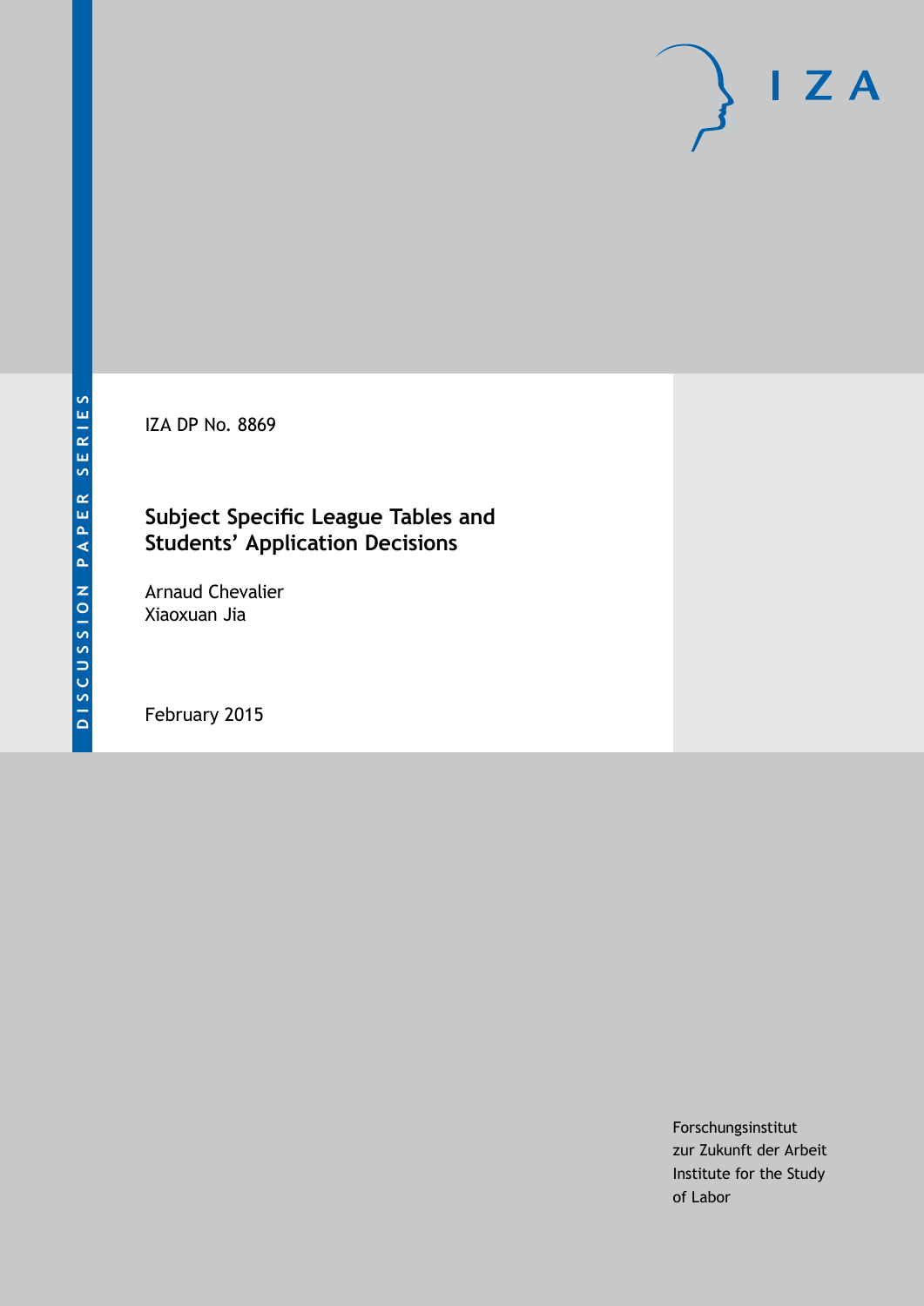DISCUSSION PAPER SERIES

IZA DP No. 8869

# Subject Specific League Tables and Students' Application Decisions

Arnaud Chevalier
Xiaoxuan Jia

February 2015

Forschungsinstitut
zur Zukunft der Arbeit
Institute for the Study
of Labor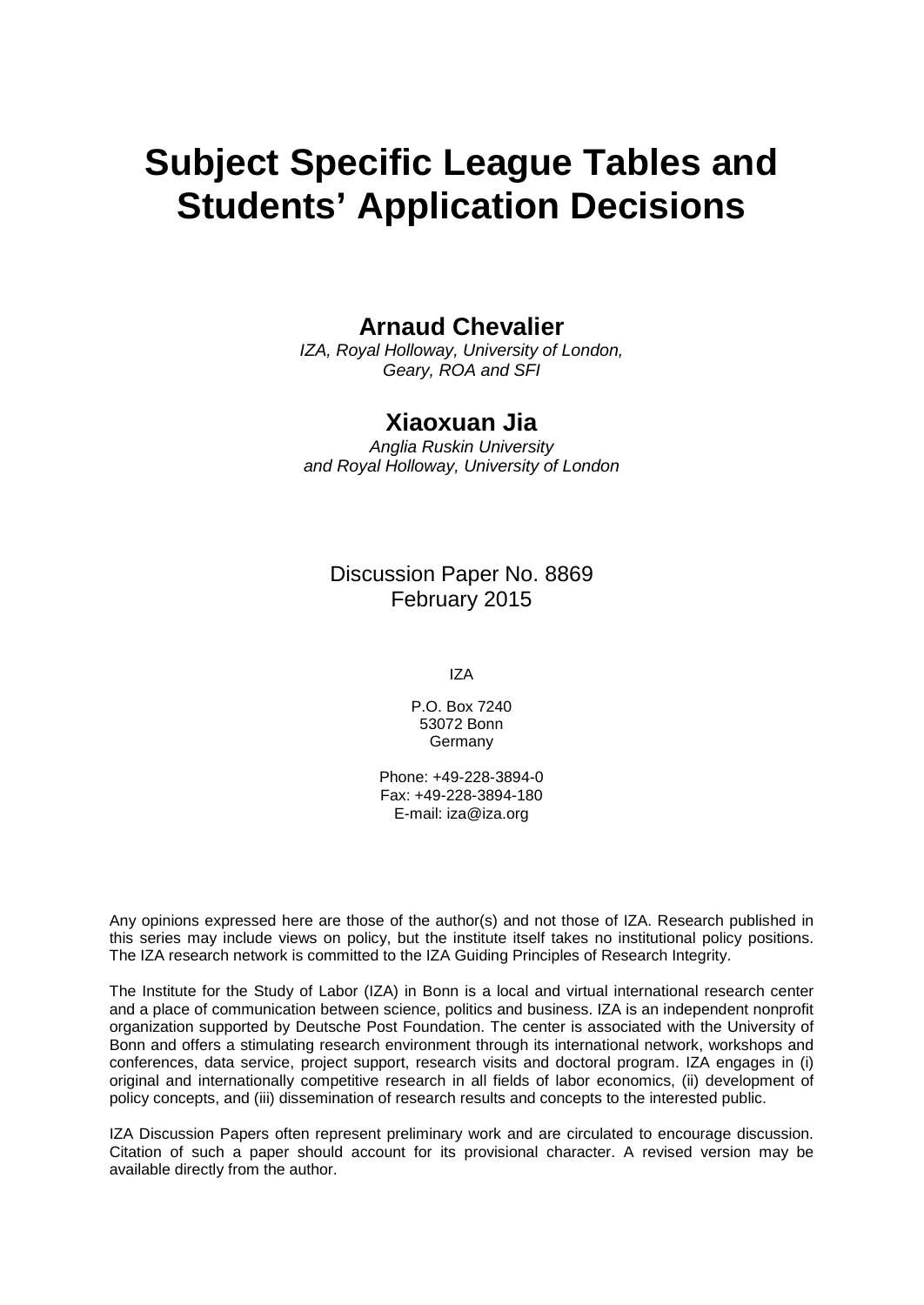# Subject Specific League Tables and Students' Application Decisions

**Arnaud Chevalier**
*IZA, Royal Holloway, University of London, Geary, ROA and SFI*

**Xiaoxuan Jia**
*Anglia Ruskin University and Royal Holloway, University of London*

Discussion Paper No. 8869
February 2015

IZA

P.O. Box 7240
53072 Bonn
Germany

Phone: +49-228-3894-0
Fax: +49-228-3894-180
E-mail: iza@iza.org

Any opinions expressed here are those of the author(s) and not those of IZA. Research published in this series may include views on policy, but the institute itself takes no institutional policy positions. The IZA research network is committed to the IZA Guiding Principles of Research Integrity.

The Institute for the Study of Labor (IZA) in Bonn is a local and virtual international research center and a place of communication between science, politics and business. IZA is an independent nonprofit organization supported by Deutsche Post Foundation. The center is associated with the University of Bonn and offers a stimulating research environment through its international network, workshops and conferences, data service, project support, research visits and doctoral program. IZA engages in (i) original and internationally competitive research in all fields of labor economics, (ii) development of policy concepts, and (iii) dissemination of research results and concepts to the interested public.

IZA Discussion Papers often represent preliminary work and are circulated to encourage discussion. Citation of such a paper should account for its provisional character. A revised version may be available directly from the author.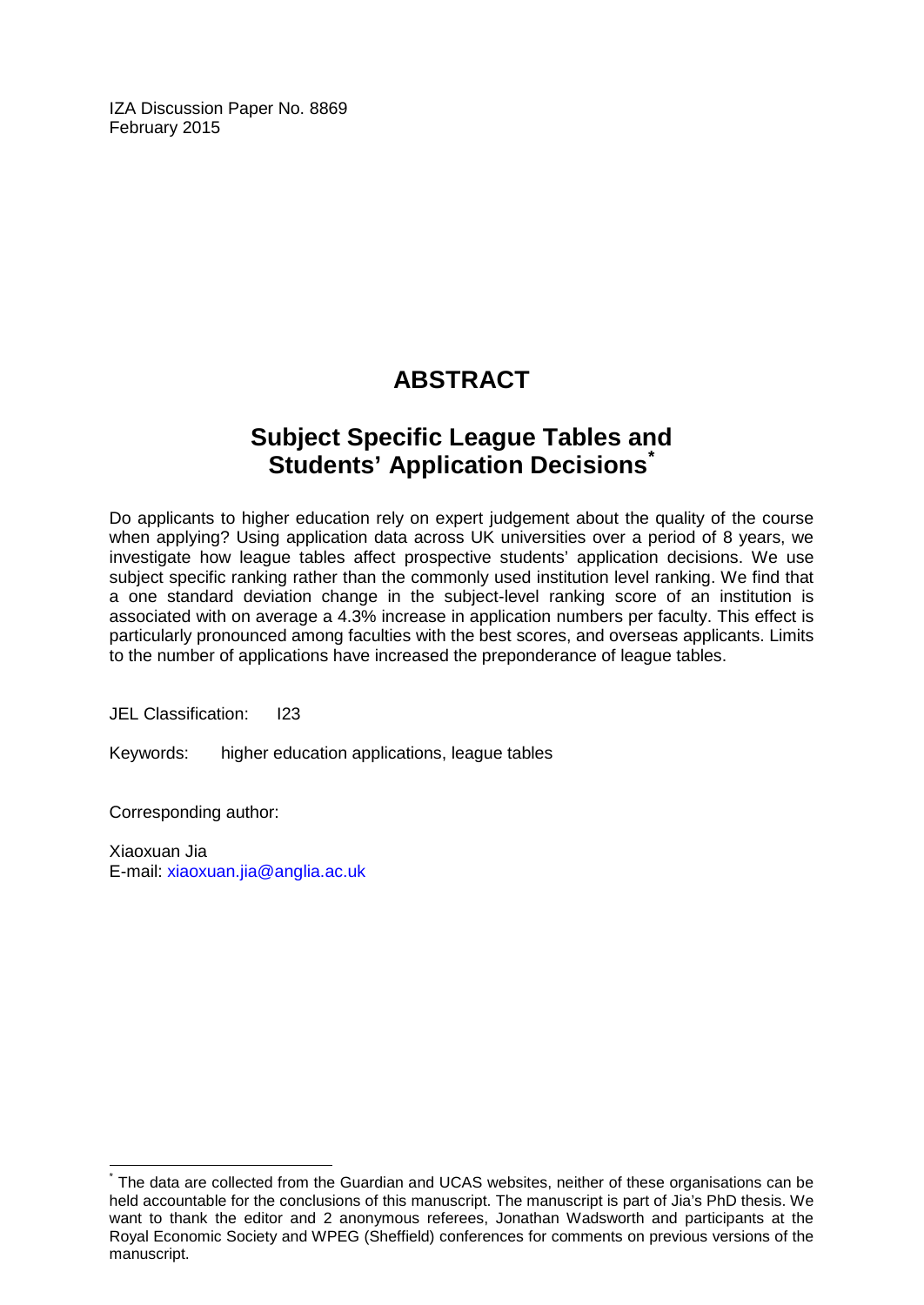IZA Discussion Paper No. 8869
February 2015

# ABSTRACT

## Subject Specific League Tables and Students' Application Decisions*

Do applicants to higher education rely on expert judgement about the quality of the course when applying? Using application data across UK universities over a period of 8 years, we investigate how league tables affect prospective students' application decisions. We use subject specific ranking rather than the commonly used institution level ranking. We find that a one standard deviation change in the subject-level ranking score of an institution is associated with on average a 4.3% increase in application numbers per faculty. This effect is particularly pronounced among faculties with the best scores, and overseas applicants. Limits to the number of applications have increased the preponderance of league tables.

JEL Classification: I23

Keywords: higher education applications, league tables

Corresponding author:

Xiaoxuan Jia
E-mail: xiaoxuan.jia@anglia.ac.uk

---

* The data are collected from the Guardian and UCAS websites, neither of these organisations can be held accountable for the conclusions of this manuscript. The manuscript is part of Jia's PhD thesis. We want to thank the editor and 2 anonymous referees, Jonathan Wadsworth and participants at the Royal Economic Society and WPEG (Sheffield) conferences for comments on previous versions of the manuscript.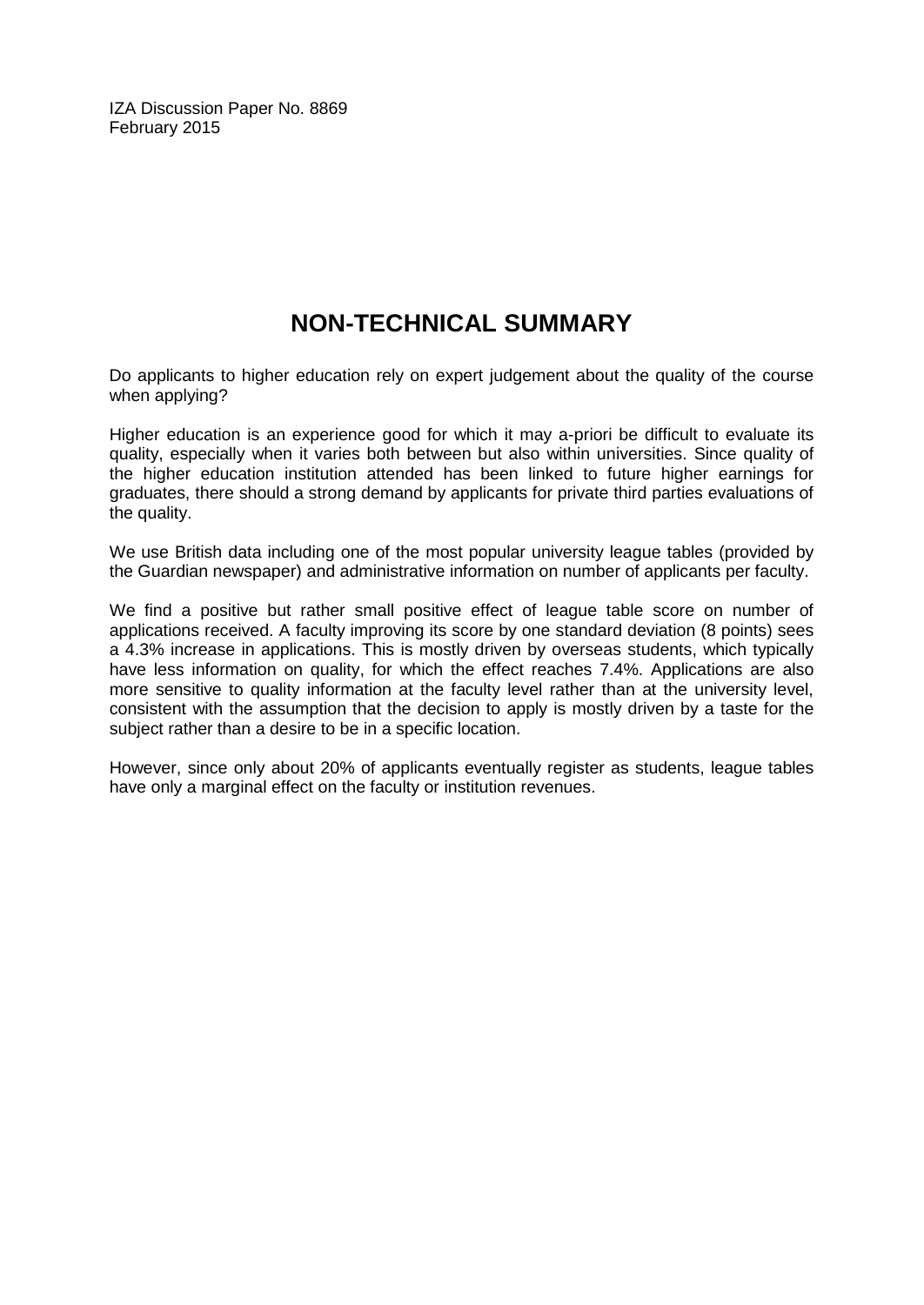IZA Discussion Paper No. 8869
February 2015

# NON-TECHNICAL SUMMARY

Do applicants to higher education rely on expert judgement about the quality of the course when applying?

Higher education is an experience good for which it may a-priori be difficult to evaluate its quality, especially when it varies both between but also within universities. Since quality of the higher education institution attended has been linked to future higher earnings for graduates, there should a strong demand by applicants for private third parties evaluations of the quality.

We use British data including one of the most popular university league tables (provided by the Guardian newspaper) and administrative information on number of applicants per faculty.

We find a positive but rather small positive effect of league table score on number of applications received. A faculty improving its score by one standard deviation (8 points) sees a 4.3% increase in applications. This is mostly driven by overseas students, which typically have less information on quality, for which the effect reaches 7.4%. Applications are also more sensitive to quality information at the faculty level rather than at the university level, consistent with the assumption that the decision to apply is mostly driven by a taste for the subject rather than a desire to be in a specific location.

However, since only about 20% of applicants eventually register as students, league tables have only a marginal effect on the faculty or institution revenues.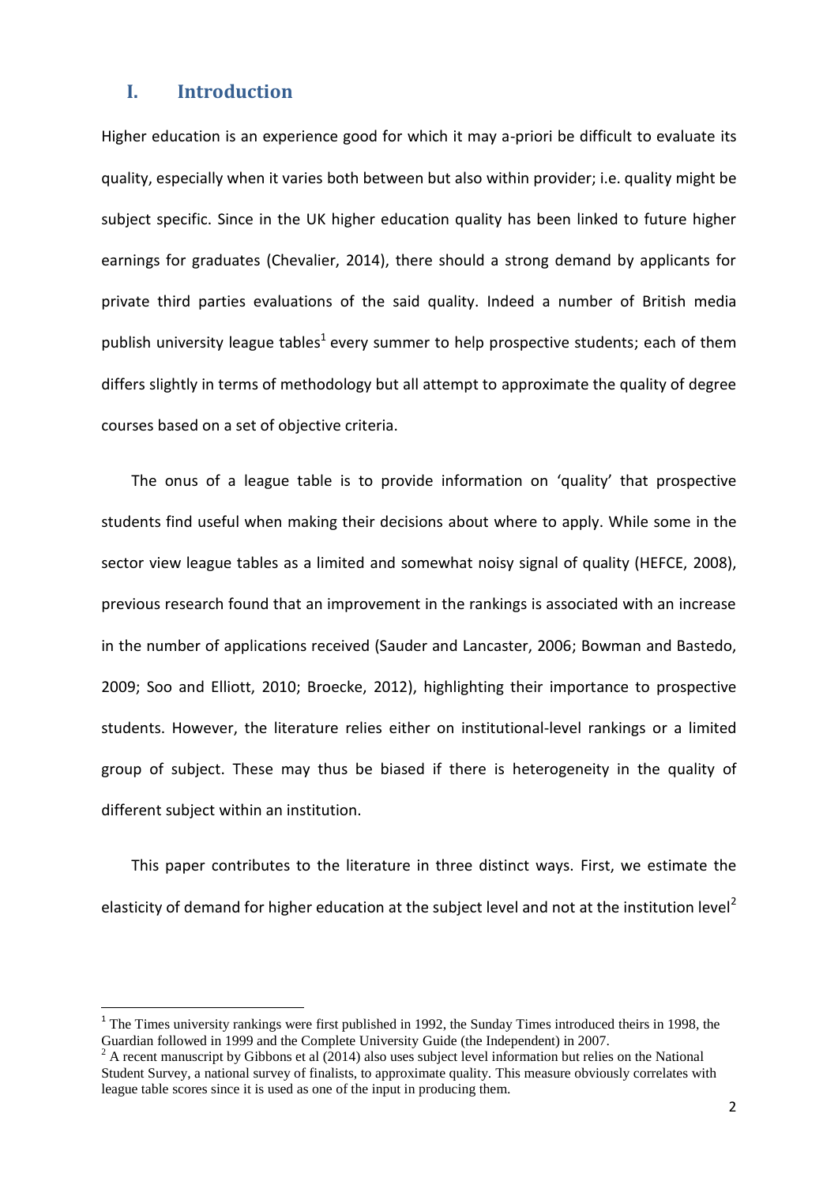## I. Introduction

Higher education is an experience good for which it may a-priori be difficult to evaluate its quality, especially when it varies both between but also within provider; i.e. quality might be subject specific. Since in the UK higher education quality has been linked to future higher earnings for graduates (Chevalier, 2014), there should a strong demand by applicants for private third parties evaluations of the said quality. Indeed a number of British media publish university league tables[1] every summer to help prospective students; each of them differs slightly in terms of methodology but all attempt to approximate the quality of degree courses based on a set of objective criteria.

The onus of a league table is to provide information on 'quality' that prospective students find useful when making their decisions about where to apply. While some in the sector view league tables as a limited and somewhat noisy signal of quality (HEFCE, 2008), previous research found that an improvement in the rankings is associated with an increase in the number of applications received (Sauder and Lancaster, 2006; Bowman and Bastedo, 2009; Soo and Elliott, 2010; Broecke, 2012), highlighting their importance to prospective students. However, the literature relies either on institutional-level rankings or a limited group of subject. These may thus be biased if there is heterogeneity in the quality of different subject within an institution.

This paper contributes to the literature in three distinct ways. First, we estimate the elasticity of demand for higher education at the subject level and not at the institution level[2]

---

[1] The Times university rankings were first published in 1992, the Sunday Times introduced theirs in 1998, the Guardian followed in 1999 and the Complete University Guide (the Independent) in 2007.

[2] A recent manuscript by Gibbons et al (2014) also uses subject level information but relies on the National Student Survey, a national survey of finalists, to approximate quality. This measure obviously correlates with league table scores since it is used as one of the input in producing them.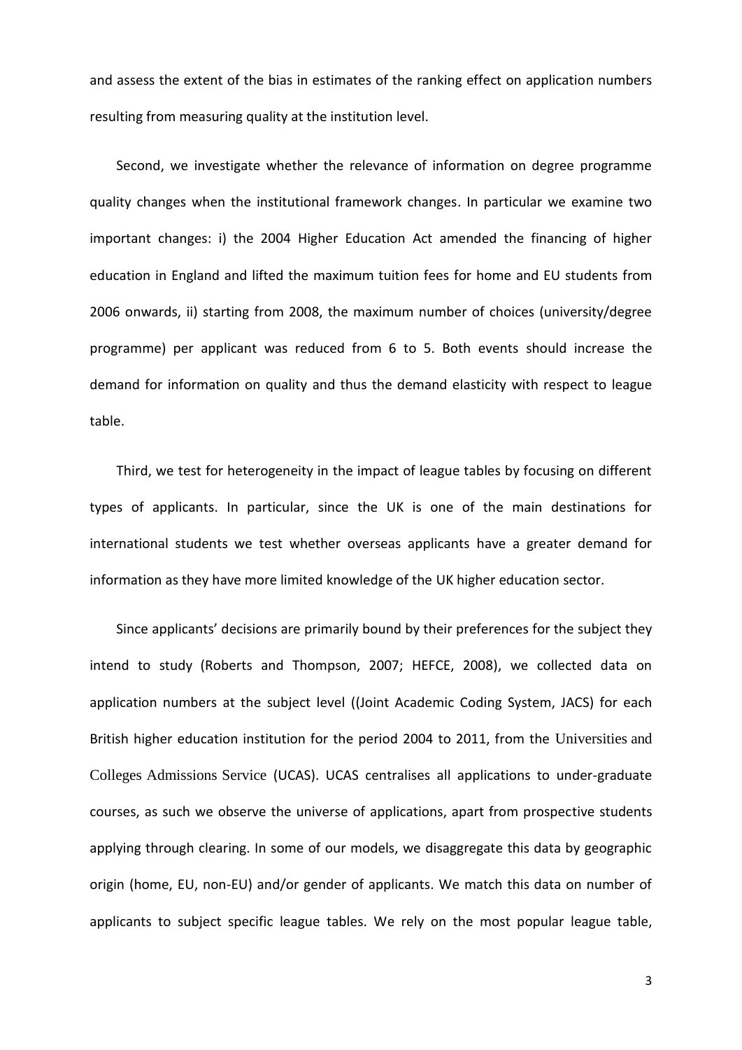and assess the extent of the bias in estimates of the ranking effect on application numbers resulting from measuring quality at the institution level.

Second, we investigate whether the relevance of information on degree programme quality changes when the institutional framework changes. In particular we examine two important changes: i) the 2004 Higher Education Act amended the financing of higher education in England and lifted the maximum tuition fees for home and EU students from 2006 onwards, ii) starting from 2008, the maximum number of choices (university/degree programme) per applicant was reduced from 6 to 5. Both events should increase the demand for information on quality and thus the demand elasticity with respect to league table.

Third, we test for heterogeneity in the impact of league tables by focusing on different types of applicants. In particular, since the UK is one of the main destinations for international students we test whether overseas applicants have a greater demand for information as they have more limited knowledge of the UK higher education sector.

Since applicants' decisions are primarily bound by their preferences for the subject they intend to study (Roberts and Thompson, 2007; HEFCE, 2008), we collected data on application numbers at the subject level ((Joint Academic Coding System, JACS) for each British higher education institution for the period 2004 to 2011, from the Universities and Colleges Admissions Service (UCAS). UCAS centralises all applications to under-graduate courses, as such we observe the universe of applications, apart from prospective students applying through clearing. In some of our models, we disaggregate this data by geographic origin (home, EU, non-EU) and/or gender of applicants. We match this data on number of applicants to subject specific league tables. We rely on the most popular league table,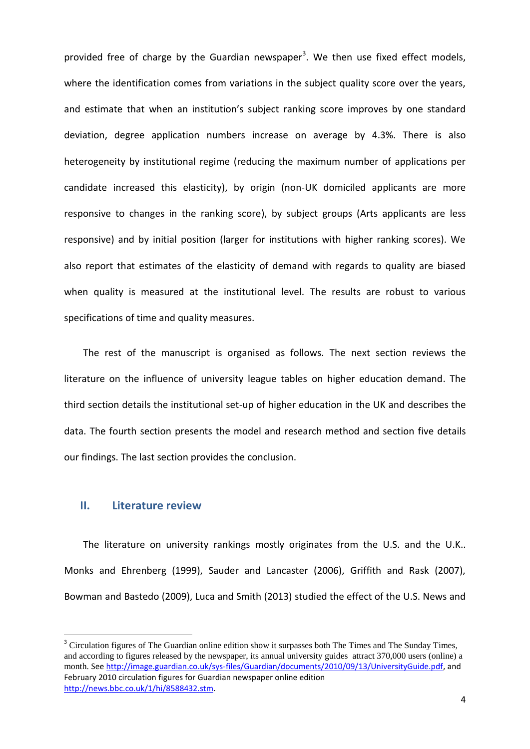provided free of charge by the Guardian newspaper[3]. We then use fixed effect models, where the identification comes from variations in the subject quality score over the years, and estimate that when an institution's subject ranking score improves by one standard deviation, degree application numbers increase on average by 4.3%. There is also heterogeneity by institutional regime (reducing the maximum number of applications per candidate increased this elasticity), by origin (non-UK domiciled applicants are more responsive to changes in the ranking score), by subject groups (Arts applicants are less responsive) and by initial position (larger for institutions with higher ranking scores). We also report that estimates of the elasticity of demand with regards to quality are biased when quality is measured at the institutional level. The results are robust to various specifications of time and quality measures.

The rest of the manuscript is organised as follows. The next section reviews the literature on the influence of university league tables on higher education demand. The third section details the institutional set-up of higher education in the UK and describes the data. The fourth section presents the model and research method and section five details our findings. The last section provides the conclusion.

## II. Literature review

The literature on university rankings mostly originates from the U.S. and the U.K.. Monks and Ehrenberg (1999), Sauder and Lancaster (2006), Griffith and Rask (2007), Bowman and Bastedo (2009), Luca and Smith (2013) studied the effect of the U.S. News and

---

[3] Circulation figures of The Guardian online edition show it surpasses both The Times and The Sunday Times, and according to figures released by the newspaper, its annual university guides attract 370,000 users (online) a month. See http://image.guardian.co.uk/sys-files/Guardian/documents/2010/09/13/UniversityGuide.pdf, and February 2010 circulation figures for Guardian newspaper online edition http://news.bbc.co.uk/1/hi/8588432.stm.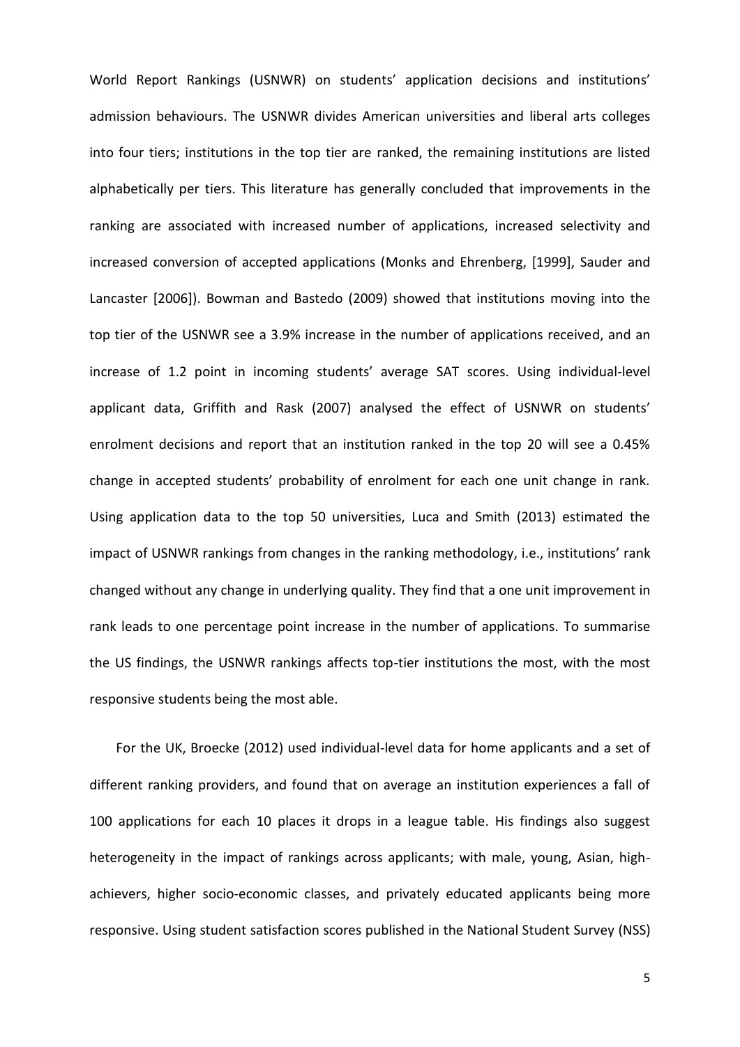World Report Rankings (USNWR) on students' application decisions and institutions' admission behaviours. The USNWR divides American universities and liberal arts colleges into four tiers; institutions in the top tier are ranked, the remaining institutions are listed alphabetically per tiers. This literature has generally concluded that improvements in the ranking are associated with increased number of applications, increased selectivity and increased conversion of accepted applications (Monks and Ehrenberg, [1999], Sauder and Lancaster [2006]). Bowman and Bastedo (2009) showed that institutions moving into the top tier of the USNWR see a 3.9% increase in the number of applications received, and an increase of 1.2 point in incoming students' average SAT scores. Using individual-level applicant data, Griffith and Rask (2007) analysed the effect of USNWR on students' enrolment decisions and report that an institution ranked in the top 20 will see a 0.45% change in accepted students' probability of enrolment for each one unit change in rank. Using application data to the top 50 universities, Luca and Smith (2013) estimated the impact of USNWR rankings from changes in the ranking methodology, i.e., institutions' rank changed without any change in underlying quality. They find that a one unit improvement in rank leads to one percentage point increase in the number of applications. To summarise the US findings, the USNWR rankings affects top-tier institutions the most, with the most responsive students being the most able.

For the UK, Broecke (2012) used individual-level data for home applicants and a set of different ranking providers, and found that on average an institution experiences a fall of 100 applications for each 10 places it drops in a league table. His findings also suggest heterogeneity in the impact of rankings across applicants; with male, young, Asian, high-achievers, higher socio-economic classes, and privately educated applicants being more responsive. Using student satisfaction scores published in the National Student Survey (NSS)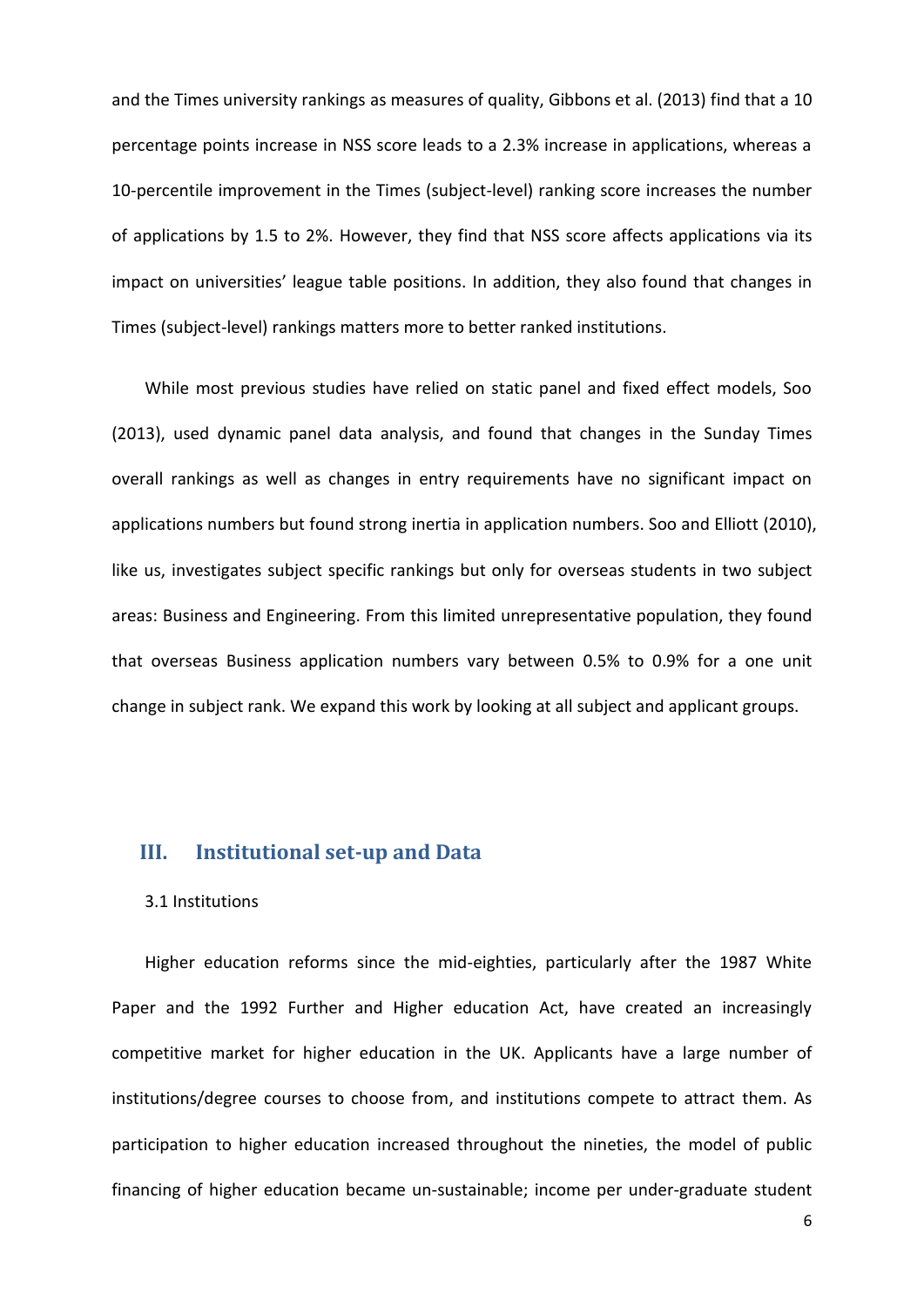and the Times university rankings as measures of quality, Gibbons et al. (2013) find that a 10 percentage points increase in NSS score leads to a 2.3% increase in applications, whereas a 10-percentile improvement in the Times (subject-level) ranking score increases the number of applications by 1.5 to 2%. However, they find that NSS score affects applications via its impact on universities' league table positions. In addition, they also found that changes in Times (subject-level) rankings matters more to better ranked institutions.

While most previous studies have relied on static panel and fixed effect models, Soo (2013), used dynamic panel data analysis, and found that changes in the Sunday Times overall rankings as well as changes in entry requirements have no significant impact on applications numbers but found strong inertia in application numbers. Soo and Elliott (2010), like us, investigates subject specific rankings but only for overseas students in two subject areas: Business and Engineering. From this limited unrepresentative population, they found that overseas Business application numbers vary between 0.5% to 0.9% for a one unit change in subject rank. We expand this work by looking at all subject and applicant groups.

## III. Institutional set-up and Data

### 3.1 Institutions

Higher education reforms since the mid-eighties, particularly after the 1987 White Paper and the 1992 Further and Higher education Act, have created an increasingly competitive market for higher education in the UK. Applicants have a large number of institutions/degree courses to choose from, and institutions compete to attract them. As participation to higher education increased throughout the nineties, the model of public financing of higher education became un-sustainable; income per under-graduate student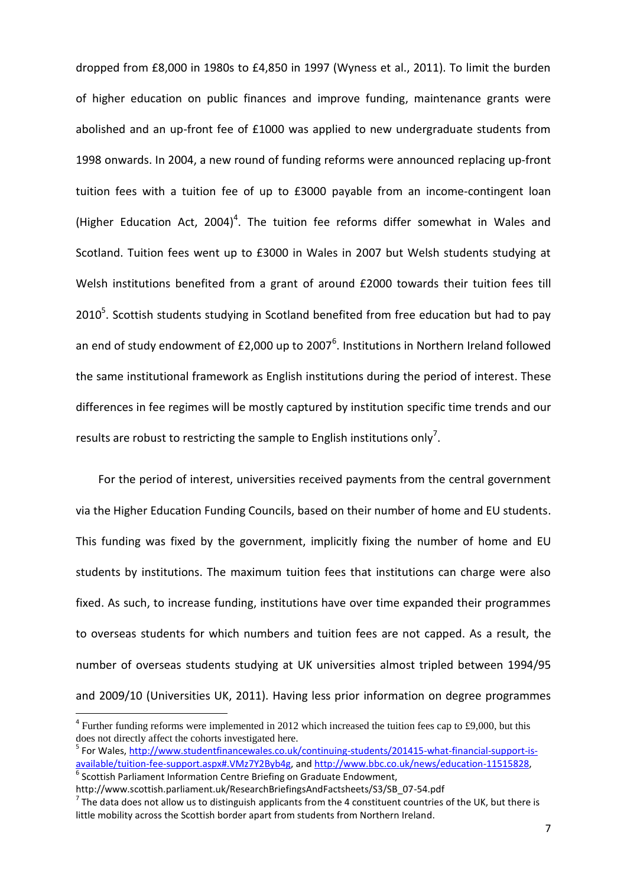dropped from £8,000 in 1980s to £4,850 in 1997 (Wyness et al., 2011). To limit the burden of higher education on public finances and improve funding, maintenance grants were abolished and an up-front fee of £1000 was applied to new undergraduate students from 1998 onwards. In 2004, a new round of funding reforms were announced replacing up-front tuition fees with a tuition fee of up to £3000 payable from an income-contingent loan (Higher Education Act, 2004)[4]. The tuition fee reforms differ somewhat in Wales and Scotland. Tuition fees went up to £3000 in Wales in 2007 but Welsh students studying at Welsh institutions benefited from a grant of around £2000 towards their tuition fees till 2010[5]. Scottish students studying in Scotland benefited from free education but had to pay an end of study endowment of £2,000 up to 2007[6]. Institutions in Northern Ireland followed the same institutional framework as English institutions during the period of interest. These differences in fee regimes will be mostly captured by institution specific time trends and our results are robust to restricting the sample to English institutions only[7].

For the period of interest, universities received payments from the central government via the Higher Education Funding Councils, based on their number of home and EU students. This funding was fixed by the government, implicitly fixing the number of home and EU students by institutions. The maximum tuition fees that institutions can charge were also fixed. As such, to increase funding, institutions have over time expanded their programmes to overseas students for which numbers and tuition fees are not capped. As a result, the number of overseas students studying at UK universities almost tripled between 1994/95 and 2009/10 (Universities UK, 2011). Having less prior information on degree programmes

---

[4] Further funding reforms were implemented in 2012 which increased the tuition fees cap to £9,000, but this does not directly affect the cohorts investigated here.

[5] For Wales, http://www.studentfinancewales.co.uk/continuing-students/201415-what-financial-support-is-available/tuition-fee-support.aspx#.VMz7Y2Byb4g, and http://www.bbc.co.uk/news/education-11515828,

[6] Scottish Parliament Information Centre Briefing on Graduate Endowment, http://www.scottish.parliament.uk/ResearchBriefingsAndFactsheets/S3/SB_07-54.pdf

[7] The data does not allow us to distinguish applicants from the 4 constituent countries of the UK, but there is little mobility across the Scottish border apart from students from Northern Ireland.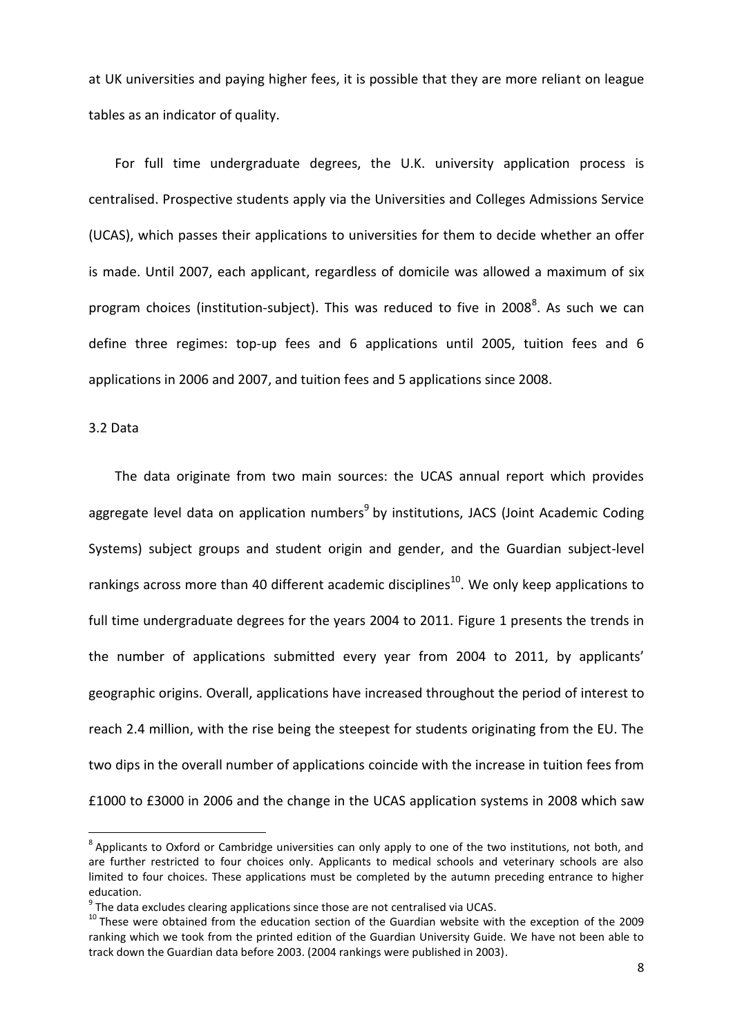at UK universities and paying higher fees, it is possible that they are more reliant on league tables as an indicator of quality.

For full time undergraduate degrees, the U.K. university application process is centralised. Prospective students apply via the Universities and Colleges Admissions Service (UCAS), which passes their applications to universities for them to decide whether an offer is made. Until 2007, each applicant, regardless of domicile was allowed a maximum of six program choices (institution-subject). This was reduced to five in 2008[8]. As such we can define three regimes: top-up fees and 6 applications until 2005, tuition fees and 6 applications in 2006 and 2007, and tuition fees and 5 applications since 2008.

### 3.2 Data

The data originate from two main sources: the UCAS annual report which provides aggregate level data on application numbers[9] by institutions, JACS (Joint Academic Coding Systems) subject groups and student origin and gender, and the Guardian subject-level rankings across more than 40 different academic disciplines[10]. We only keep applications to full time undergraduate degrees for the years 2004 to 2011. Figure 1 presents the trends in the number of applications submitted every year from 2004 to 2011, by applicants' geographic origins. Overall, applications have increased throughout the period of interest to reach 2.4 million, with the rise being the steepest for students originating from the EU. The two dips in the overall number of applications coincide with the increase in tuition fees from £1000 to £3000 in 2006 and the change in the UCAS application systems in 2008 which saw

---

[8] Applicants to Oxford or Cambridge universities can only apply to one of the two institutions, not both, and are further restricted to four choices only. Applicants to medical schools and veterinary schools are also limited to four choices. These applications must be completed by the autumn preceding entrance to higher education.

[9] The data excludes clearing applications since those are not centralised via UCAS.

[10] These were obtained from the education section of the Guardian website with the exception of the 2009 ranking which we took from the printed edition of the Guardian University Guide. We have not been able to track down the Guardian data before 2003. (2004 rankings were published in 2003).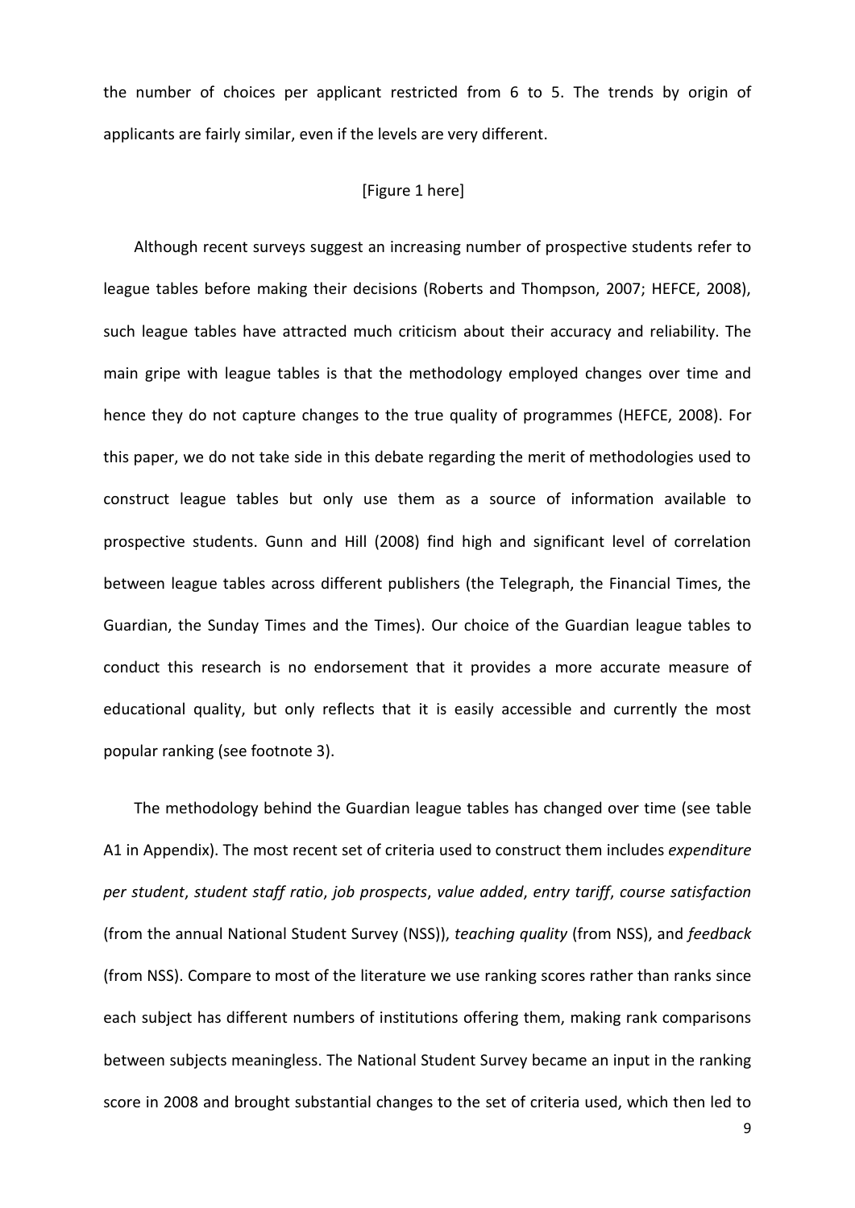the number of choices per applicant restricted from 6 to 5. The trends by origin of applicants are fairly similar, even if the levels are very different.

[Figure 1 here]

Although recent surveys suggest an increasing number of prospective students refer to league tables before making their decisions (Roberts and Thompson, 2007; HEFCE, 2008), such league tables have attracted much criticism about their accuracy and reliability. The main gripe with league tables is that the methodology employed changes over time and hence they do not capture changes to the true quality of programmes (HEFCE, 2008). For this paper, we do not take side in this debate regarding the merit of methodologies used to construct league tables but only use them as a source of information available to prospective students. Gunn and Hill (2008) find high and significant level of correlation between league tables across different publishers (the Telegraph, the Financial Times, the Guardian, the Sunday Times and the Times). Our choice of the Guardian league tables to conduct this research is no endorsement that it provides a more accurate measure of educational quality, but only reflects that it is easily accessible and currently the most popular ranking (see footnote 3).

The methodology behind the Guardian league tables has changed over time (see table A1 in Appendix). The most recent set of criteria used to construct them includes *expenditure per student*, *student staff ratio*, *job prospects*, *value added*, *entry tariff*, *course satisfaction* (from the annual National Student Survey (NSS)), *teaching quality* (from NSS), and *feedback* (from NSS). Compare to most of the literature we use ranking scores rather than ranks since each subject has different numbers of institutions offering them, making rank comparisons between subjects meaningless. The National Student Survey became an input in the ranking score in 2008 and brought substantial changes to the set of criteria used, which then led to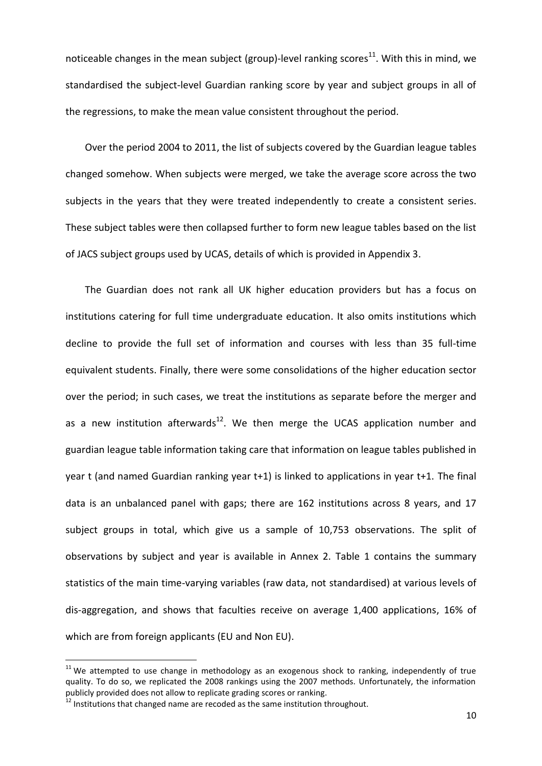noticeable changes in the mean subject (group)-level ranking scores[11]. With this in mind, we standardised the subject-level Guardian ranking score by year and subject groups in all of the regressions, to make the mean value consistent throughout the period.

Over the period 2004 to 2011, the list of subjects covered by the Guardian league tables changed somehow. When subjects were merged, we take the average score across the two subjects in the years that they were treated independently to create a consistent series. These subject tables were then collapsed further to form new league tables based on the list of JACS subject groups used by UCAS, details of which is provided in Appendix 3.

The Guardian does not rank all UK higher education providers but has a focus on institutions catering for full time undergraduate education. It also omits institutions which decline to provide the full set of information and courses with less than 35 full-time equivalent students. Finally, there were some consolidations of the higher education sector over the period; in such cases, we treat the institutions as separate before the merger and as a new institution afterwards[12]. We then merge the UCAS application number and guardian league table information taking care that information on league tables published in year t (and named Guardian ranking year t+1) is linked to applications in year t+1. The final data is an unbalanced panel with gaps; there are 162 institutions across 8 years, and 17 subject groups in total, which give us a sample of 10,753 observations. The split of observations by subject and year is available in Annex 2. Table 1 contains the summary statistics of the main time-varying variables (raw data, not standardised) at various levels of dis-aggregation, and shows that faculties receive on average 1,400 applications, 16% of which are from foreign applicants (EU and Non EU).

---

[11] We attempted to use change in methodology as an exogenous shock to ranking, independently of true quality. To do so, we replicated the 2008 rankings using the 2007 methods. Unfortunately, the information publicly provided does not allow to replicate grading scores or ranking.

[12] Institutions that changed name are recoded as the same institution throughout.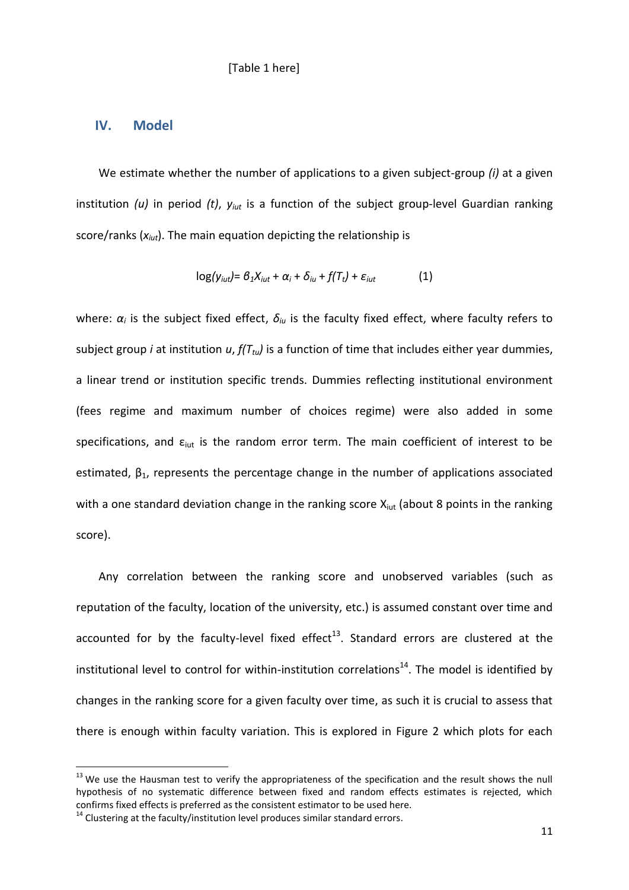[Table 1 here]

## IV. Model

We estimate whether the number of applications to a given subject-group *(i)* at a given institution *(u)* in period *(t)*, $y_{iut}$ is a function of the subject group-level Guardian ranking score/ranks ($x_{iut}$). The main equation depicting the relationship is

$$\log(y_{iut}) = \beta_1 X_{iut} + \alpha_i + \delta_{iu} + f(T_t) + \varepsilon_{iut} \qquad (1)$$

where: $\alpha_i$ is the subject fixed effect, $\delta_{iu}$ is the faculty fixed effect, where faculty refers to subject group $i$ at institution $u$, $f(T_{tu})$ is a function of time that includes either year dummies, a linear trend or institution specific trends. Dummies reflecting institutional environment (fees regime and maximum number of choices regime) were also added in some specifications, and $\varepsilon_{iut}$ is the random error term. The main coefficient of interest to be estimated, $\beta_1$, represents the percentage change in the number of applications associated with a one standard deviation change in the ranking score $X_{iut}$ (about 8 points in the ranking score).

Any correlation between the ranking score and unobserved variables (such as reputation of the faculty, location of the university, etc.) is assumed constant over time and accounted for by the faculty-level fixed effect[13]. Standard errors are clustered at the institutional level to control for within-institution correlations[14]. The model is identified by changes in the ranking score for a given faculty over time, as such it is crucial to assess that there is enough within faculty variation. This is explored in Figure 2 which plots for each

[13] We use the Hausman test to verify the appropriateness of the specification and the result shows the null hypothesis of no systematic difference between fixed and random effects estimates is rejected, which confirms fixed effects is preferred as the consistent estimator to be used here.

[14] Clustering at the faculty/institution level produces similar standard errors.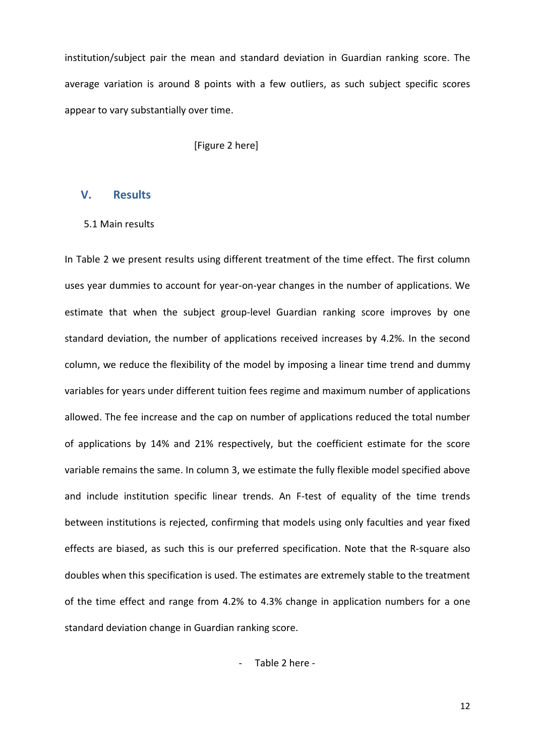institution/subject pair the mean and standard deviation in Guardian ranking score. The average variation is around 8 points with a few outliers, as such subject specific scores appear to vary substantially over time.

[Figure 2 here]

## V. Results

### 5.1 Main results

In Table 2 we present results using different treatment of the time effect. The first column uses year dummies to account for year-on-year changes in the number of applications. We estimate that when the subject group-level Guardian ranking score improves by one standard deviation, the number of applications received increases by 4.2%. In the second column, we reduce the flexibility of the model by imposing a linear time trend and dummy variables for years under different tuition fees regime and maximum number of applications allowed. The fee increase and the cap on number of applications reduced the total number of applications by 14% and 21% respectively, but the coefficient estimate for the score variable remains the same. In column 3, we estimate the fully flexible model specified above and include institution specific linear trends. An F-test of equality of the time trends between institutions is rejected, confirming that models using only faculties and year fixed effects are biased, as such this is our preferred specification. Note that the R-square also doubles when this specification is used. The estimates are extremely stable to the treatment of the time effect and range from 4.2% to 4.3% change in application numbers for a one standard deviation change in Guardian ranking score.

- Table 2 here -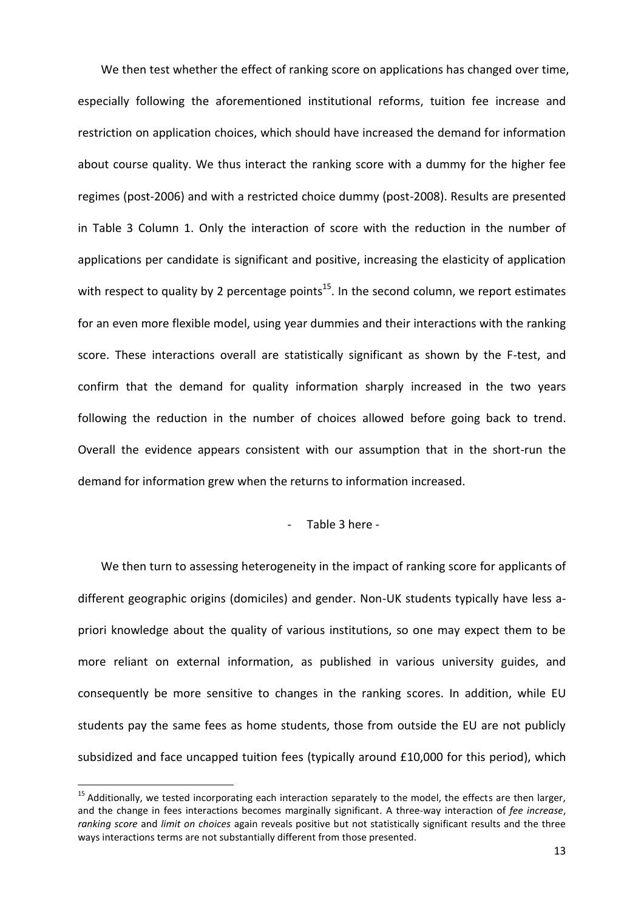We then test whether the effect of ranking score on applications has changed over time, especially following the aforementioned institutional reforms, tuition fee increase and restriction on application choices, which should have increased the demand for information about course quality. We thus interact the ranking score with a dummy for the higher fee regimes (post-2006) and with a restricted choice dummy (post-2008). Results are presented in Table 3 Column 1. Only the interaction of score with the reduction in the number of applications per candidate is significant and positive, increasing the elasticity of application with respect to quality by 2 percentage points[15]. In the second column, we report estimates for an even more flexible model, using year dummies and their interactions with the ranking score. These interactions overall are statistically significant as shown by the F-test, and confirm that the demand for quality information sharply increased in the two years following the reduction in the number of choices allowed before going back to trend. Overall the evidence appears consistent with our assumption that in the short-run the demand for information grew when the returns to information increased.

- Table 3 here -

We then turn to assessing heterogeneity in the impact of ranking score for applicants of different geographic origins (domiciles) and gender. Non-UK students typically have less a-priori knowledge about the quality of various institutions, so one may expect them to be more reliant on external information, as published in various university guides, and consequently be more sensitive to changes in the ranking scores. In addition, while EU students pay the same fees as home students, those from outside the EU are not publicly subsidized and face uncapped tuition fees (typically around £10,000 for this period), which

[15] Additionally, we tested incorporating each interaction separately to the model, the effects are then larger, and the change in fees interactions becomes marginally significant. A three-way interaction of *fee increase*, *ranking score* and *limit on choices* again reveals positive but not statistically significant results and the three ways interactions terms are not substantially different from those presented.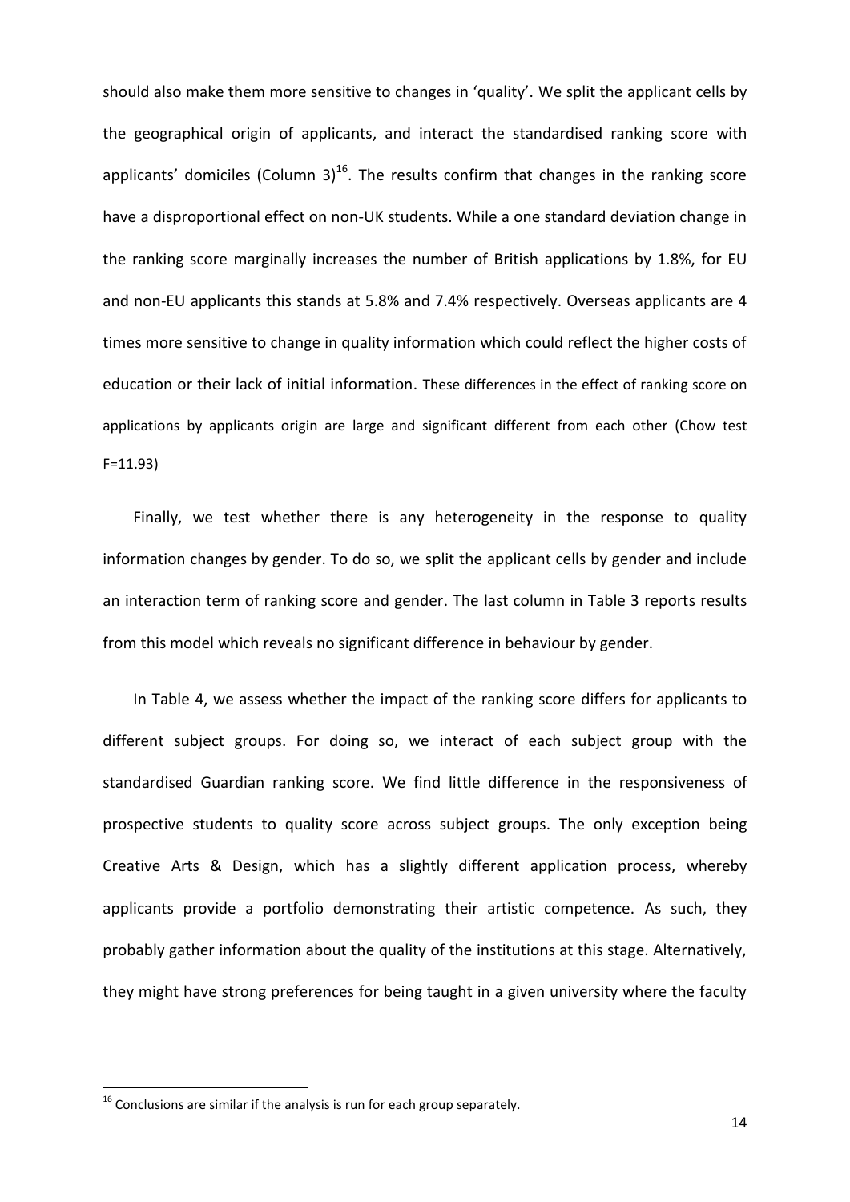should also make them more sensitive to changes in 'quality'. We split the applicant cells by the geographical origin of applicants, and interact the standardised ranking score with applicants' domiciles (Column 3)[16]. The results confirm that changes in the ranking score have a disproportional effect on non-UK students. While a one standard deviation change in the ranking score marginally increases the number of British applications by 1.8%, for EU and non-EU applicants this stands at 5.8% and 7.4% respectively. Overseas applicants are 4 times more sensitive to change in quality information which could reflect the higher costs of education or their lack of initial information. These differences in the effect of ranking score on applications by applicants origin are large and significant different from each other (Chow test F=11.93)

Finally, we test whether there is any heterogeneity in the response to quality information changes by gender. To do so, we split the applicant cells by gender and include an interaction term of ranking score and gender. The last column in Table 3 reports results from this model which reveals no significant difference in behaviour by gender.

In Table 4, we assess whether the impact of the ranking score differs for applicants to different subject groups. For doing so, we interact of each subject group with the standardised Guardian ranking score. We find little difference in the responsiveness of prospective students to quality score across subject groups. The only exception being Creative Arts & Design, which has a slightly different application process, whereby applicants provide a portfolio demonstrating their artistic competence. As such, they probably gather information about the quality of the institutions at this stage. Alternatively, they might have strong preferences for being taught in a given university where the faculty

[16] Conclusions are similar if the analysis is run for each group separately.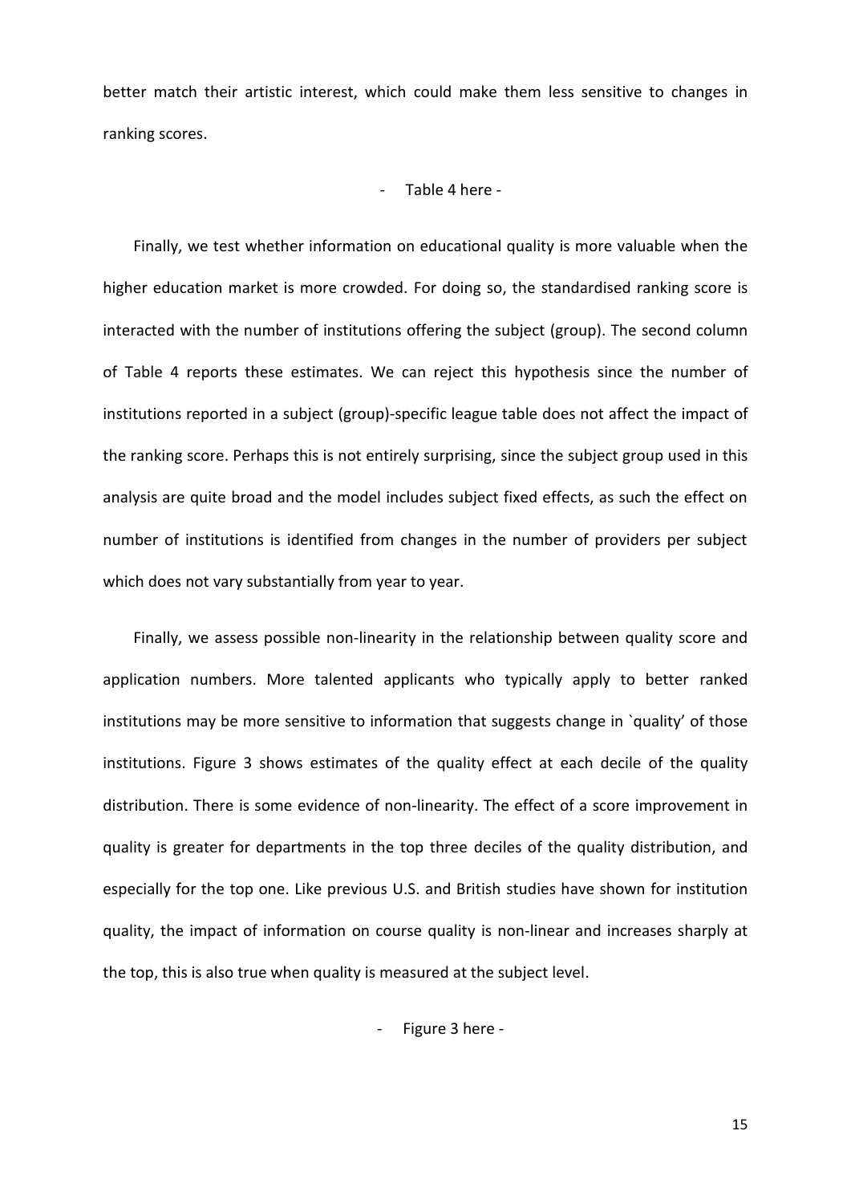better match their artistic interest, which could make them less sensitive to changes in ranking scores.

- Table 4 here -

Finally, we test whether information on educational quality is more valuable when the higher education market is more crowded. For doing so, the standardised ranking score is interacted with the number of institutions offering the subject (group). The second column of Table 4 reports these estimates. We can reject this hypothesis since the number of institutions reported in a subject (group)-specific league table does not affect the impact of the ranking score. Perhaps this is not entirely surprising, since the subject group used in this analysis are quite broad and the model includes subject fixed effects, as such the effect on number of institutions is identified from changes in the number of providers per subject which does not vary substantially from year to year.

Finally, we assess possible non-linearity in the relationship between quality score and application numbers. More talented applicants who typically apply to better ranked institutions may be more sensitive to information that suggests change in `quality' of those institutions. Figure 3 shows estimates of the quality effect at each decile of the quality distribution. There is some evidence of non-linearity. The effect of a score improvement in quality is greater for departments in the top three deciles of the quality distribution, and especially for the top one. Like previous U.S. and British studies have shown for institution quality, the impact of information on course quality is non-linear and increases sharply at the top, this is also true when quality is measured at the subject level.

- Figure 3 here -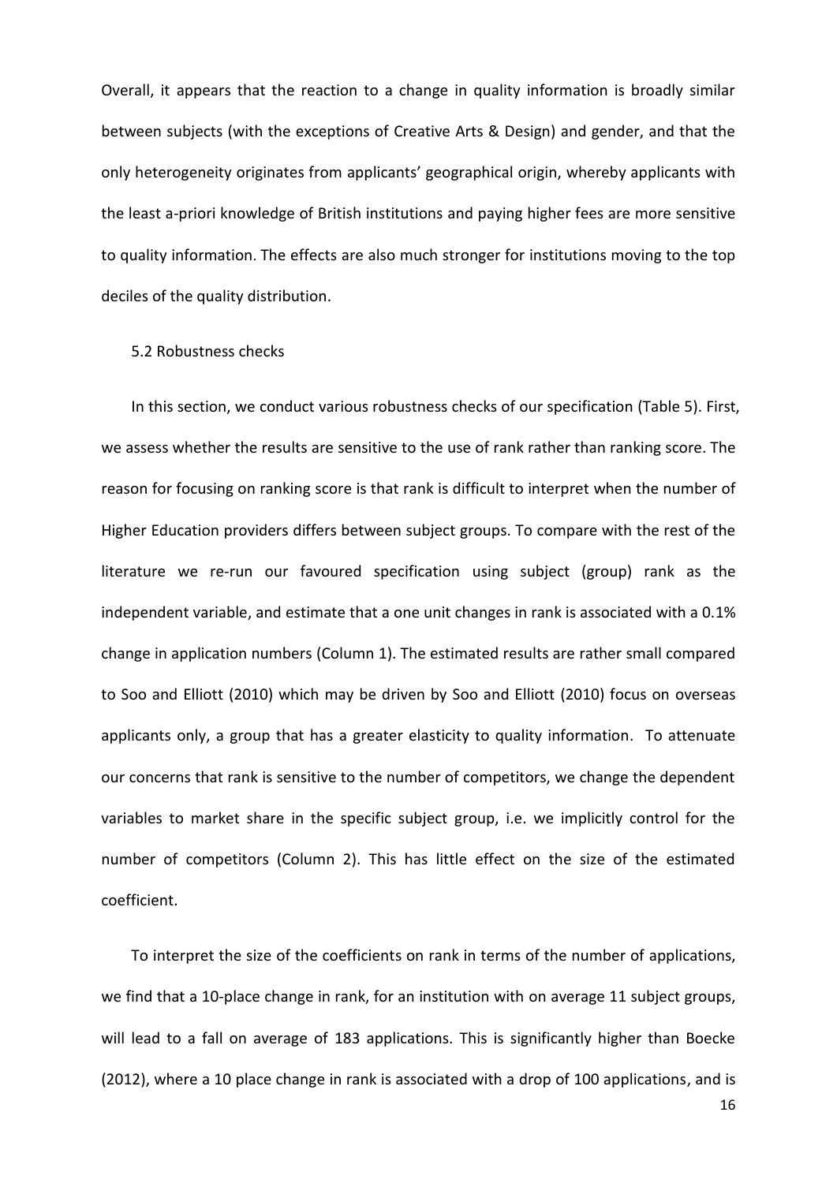Overall, it appears that the reaction to a change in quality information is broadly similar between subjects (with the exceptions of Creative Arts & Design) and gender, and that the only heterogeneity originates from applicants' geographical origin, whereby applicants with the least a-priori knowledge of British institutions and paying higher fees are more sensitive to quality information. The effects are also much stronger for institutions moving to the top deciles of the quality distribution.

### 5.2 Robustness checks

In this section, we conduct various robustness checks of our specification (Table 5). First, we assess whether the results are sensitive to the use of rank rather than ranking score. The reason for focusing on ranking score is that rank is difficult to interpret when the number of Higher Education providers differs between subject groups. To compare with the rest of the literature we re-run our favoured specification using subject (group) rank as the independent variable, and estimate that a one unit changes in rank is associated with a 0.1% change in application numbers (Column 1). The estimated results are rather small compared to Soo and Elliott (2010) which may be driven by Soo and Elliott (2010) focus on overseas applicants only, a group that has a greater elasticity to quality information. To attenuate our concerns that rank is sensitive to the number of competitors, we change the dependent variables to market share in the specific subject group, i.e. we implicitly control for the number of competitors (Column 2). This has little effect on the size of the estimated coefficient.

To interpret the size of the coefficients on rank in terms of the number of applications, we find that a 10-place change in rank, for an institution with on average 11 subject groups, will lead to a fall on average of 183 applications. This is significantly higher than Boecke (2012), where a 10 place change in rank is associated with a drop of 100 applications, and is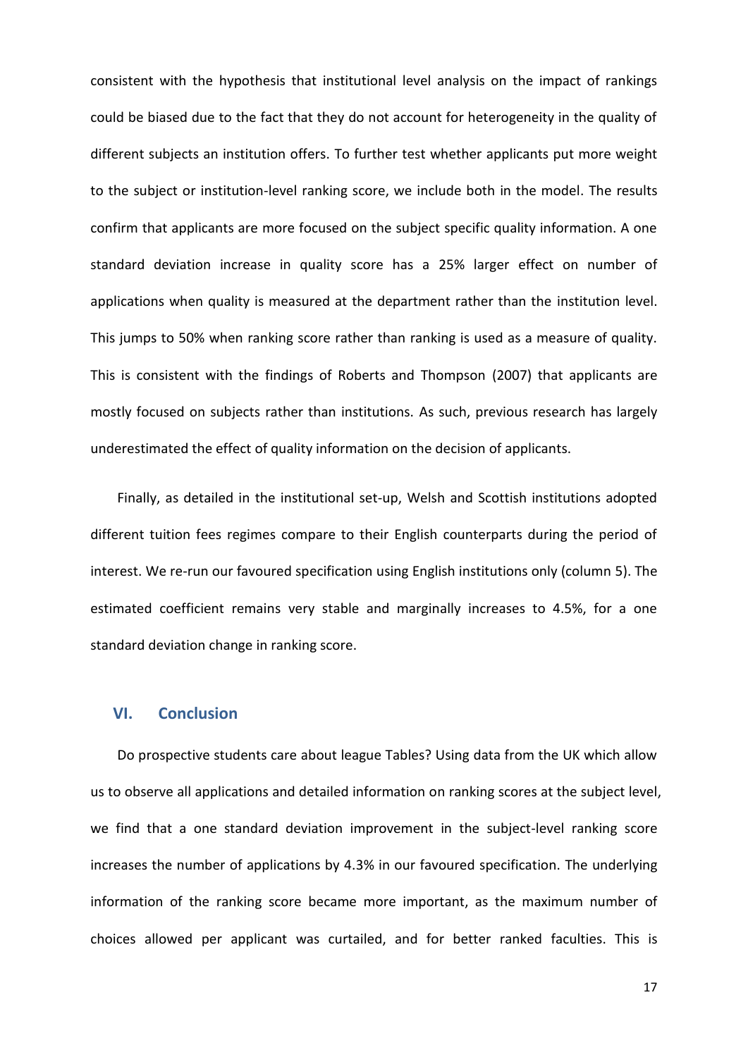consistent with the hypothesis that institutional level analysis on the impact of rankings could be biased due to the fact that they do not account for heterogeneity in the quality of different subjects an institution offers. To further test whether applicants put more weight to the subject or institution-level ranking score, we include both in the model. The results confirm that applicants are more focused on the subject specific quality information. A one standard deviation increase in quality score has a 25% larger effect on number of applications when quality is measured at the department rather than the institution level. This jumps to 50% when ranking score rather than ranking is used as a measure of quality. This is consistent with the findings of Roberts and Thompson (2007) that applicants are mostly focused on subjects rather than institutions. As such, previous research has largely underestimated the effect of quality information on the decision of applicants.

Finally, as detailed in the institutional set-up, Welsh and Scottish institutions adopted different tuition fees regimes compare to their English counterparts during the period of interest. We re-run our favoured specification using English institutions only (column 5). The estimated coefficient remains very stable and marginally increases to 4.5%, for a one standard deviation change in ranking score.

## VI. Conclusion

Do prospective students care about league Tables? Using data from the UK which allow us to observe all applications and detailed information on ranking scores at the subject level, we find that a one standard deviation improvement in the subject-level ranking score increases the number of applications by 4.3% in our favoured specification. The underlying information of the ranking score became more important, as the maximum number of choices allowed per applicant was curtailed, and for better ranked faculties. This is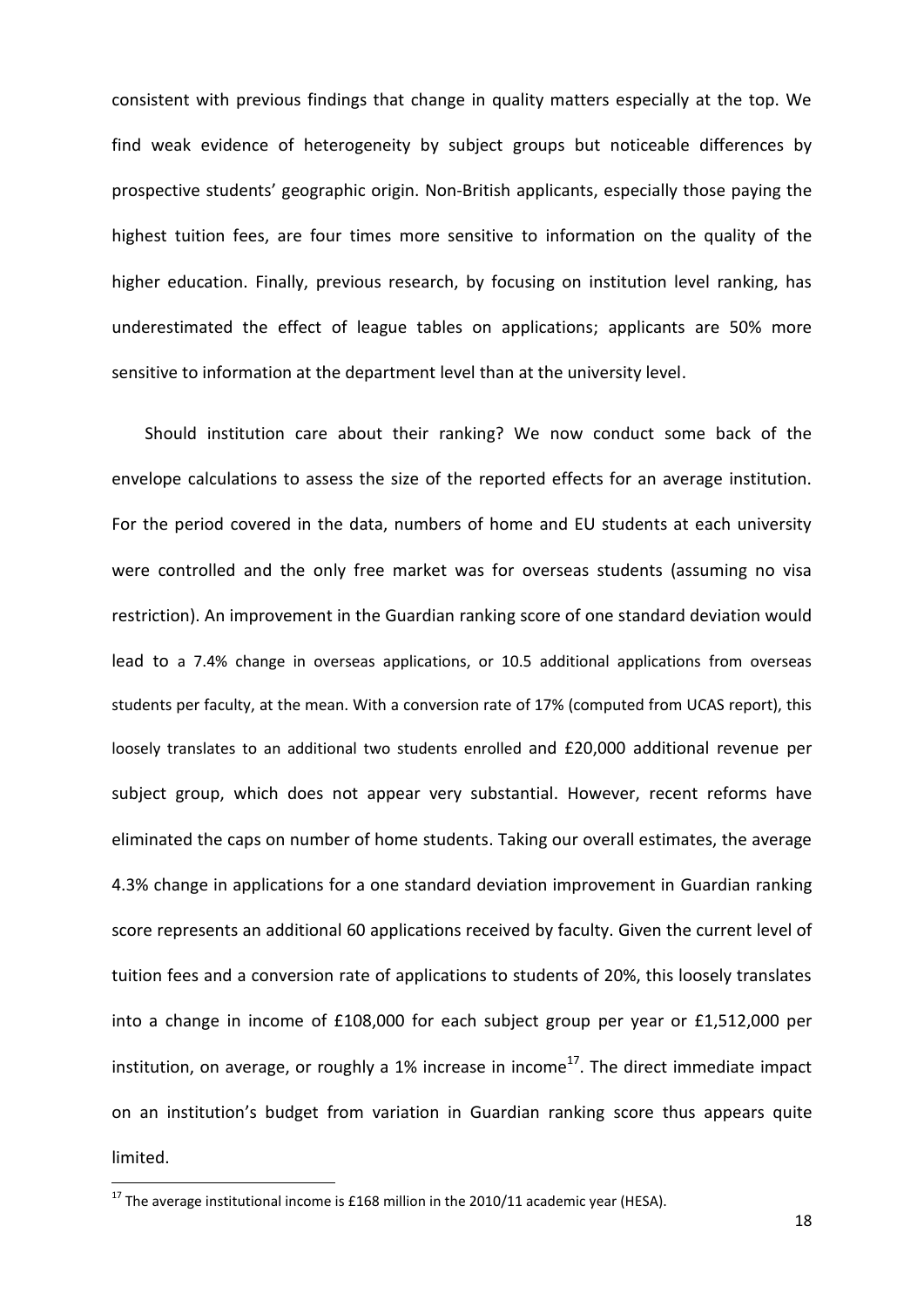consistent with previous findings that change in quality matters especially at the top. We find weak evidence of heterogeneity by subject groups but noticeable differences by prospective students' geographic origin. Non-British applicants, especially those paying the highest tuition fees, are four times more sensitive to information on the quality of the higher education. Finally, previous research, by focusing on institution level ranking, has underestimated the effect of league tables on applications; applicants are 50% more sensitive to information at the department level than at the university level.

Should institution care about their ranking? We now conduct some back of the envelope calculations to assess the size of the reported effects for an average institution. For the period covered in the data, numbers of home and EU students at each university were controlled and the only free market was for overseas students (assuming no visa restriction). An improvement in the Guardian ranking score of one standard deviation would lead to a 7.4% change in overseas applications, or 10.5 additional applications from overseas students per faculty, at the mean. With a conversion rate of 17% (computed from UCAS report), this loosely translates to an additional two students enrolled and £20,000 additional revenue per subject group, which does not appear very substantial. However, recent reforms have eliminated the caps on number of home students. Taking our overall estimates, the average 4.3% change in applications for a one standard deviation improvement in Guardian ranking score represents an additional 60 applications received by faculty. Given the current level of tuition fees and a conversion rate of applications to students of 20%, this loosely translates into a change in income of £108,000 for each subject group per year or £1,512,000 per institution, on average, or roughly a 1% increase in income[17]. The direct immediate impact on an institution's budget from variation in Guardian ranking score thus appears quite limited.

[17] The average institutional income is £168 million in the 2010/11 academic year (HESA).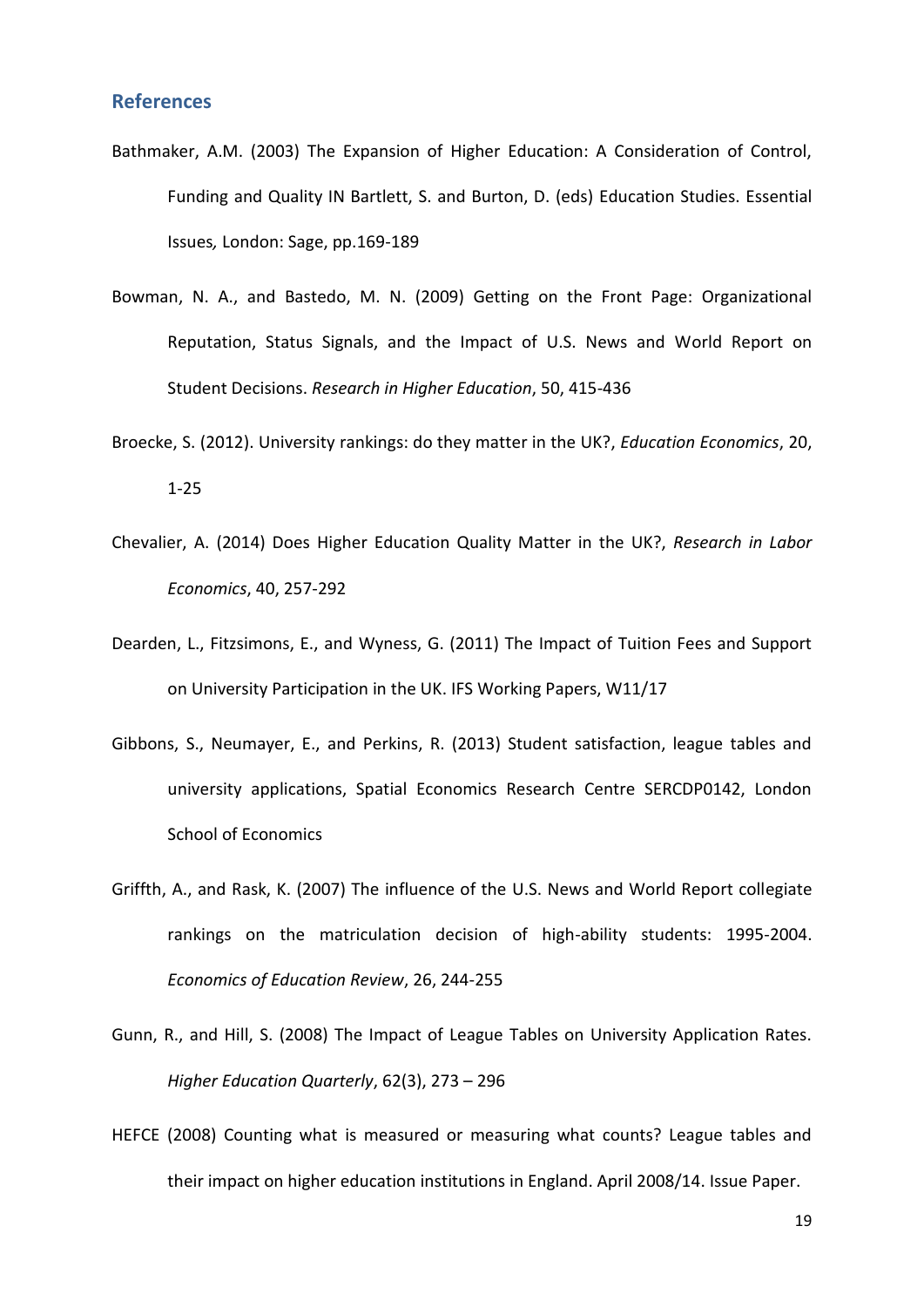## References

Bathmaker, A.M. (2003) The Expansion of Higher Education: A Consideration of Control, Funding and Quality IN Bartlett, S. and Burton, D. (eds) Education Studies. Essential Issues*,* London: Sage, pp.169-189

Bowman, N. A., and Bastedo, M. N. (2009) Getting on the Front Page: Organizational Reputation, Status Signals, and the Impact of U.S. News and World Report on Student Decisions. *Research in Higher Education*, 50, 415-436

Broecke, S. (2012). University rankings: do they matter in the UK?, *Education Economics*, 20, 1-25

Chevalier, A. (2014) Does Higher Education Quality Matter in the UK?, *Research in Labor Economics*, 40, 257-292

Dearden, L., Fitzsimons, E., and Wyness, G. (2011) The Impact of Tuition Fees and Support on University Participation in the UK. IFS Working Papers, W11/17

Gibbons, S., Neumayer, E., and Perkins, R. (2013) Student satisfaction, league tables and university applications, Spatial Economics Research Centre SERCDP0142, London School of Economics

Griffth, A., and Rask, K. (2007) The influence of the U.S. News and World Report collegiate rankings on the matriculation decision of high-ability students: 1995-2004. *Economics of Education Review*, 26, 244-255

Gunn, R., and Hill, S. (2008) The Impact of League Tables on University Application Rates. *Higher Education Quarterly*, 62(3), 273 – 296

HEFCE (2008) Counting what is measured or measuring what counts? League tables and their impact on higher education institutions in England. April 2008/14. Issue Paper.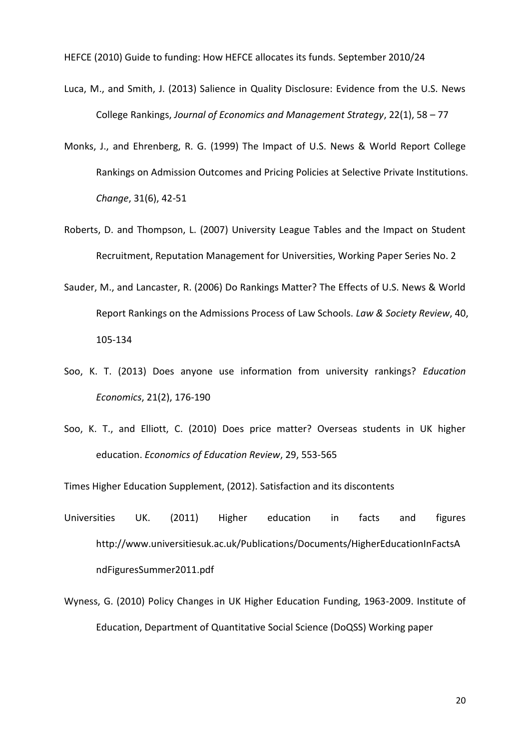HEFCE (2010) Guide to funding: How HEFCE allocates its funds. September 2010/24

Luca, M., and Smith, J. (2013) Salience in Quality Disclosure: Evidence from the U.S. News College Rankings, *Journal of Economics and Management Strategy*, 22(1), 58 – 77

Monks, J., and Ehrenberg, R. G. (1999) The Impact of U.S. News & World Report College Rankings on Admission Outcomes and Pricing Policies at Selective Private Institutions. *Change*, 31(6), 42-51

Roberts, D. and Thompson, L. (2007) University League Tables and the Impact on Student Recruitment, Reputation Management for Universities, Working Paper Series No. 2

Sauder, M., and Lancaster, R. (2006) Do Rankings Matter? The Effects of U.S. News & World Report Rankings on the Admissions Process of Law Schools. *Law & Society Review*, 40, 105-134

Soo, K. T. (2013) Does anyone use information from university rankings? *Education Economics*, 21(2), 176-190

Soo, K. T., and Elliott, C. (2010) Does price matter? Overseas students in UK higher education. *Economics of Education Review*, 29, 553-565

Times Higher Education Supplement, (2012). Satisfaction and its discontents

Universities UK. (2011) Higher education in facts and figures http://www.universitiesuk.ac.uk/Publications/Documents/HigherEducationInFactsAndFiguresSummer2011.pdf

Wyness, G. (2010) Policy Changes in UK Higher Education Funding, 1963-2009. Institute of Education, Department of Quantitative Social Science (DoQSS) Working paper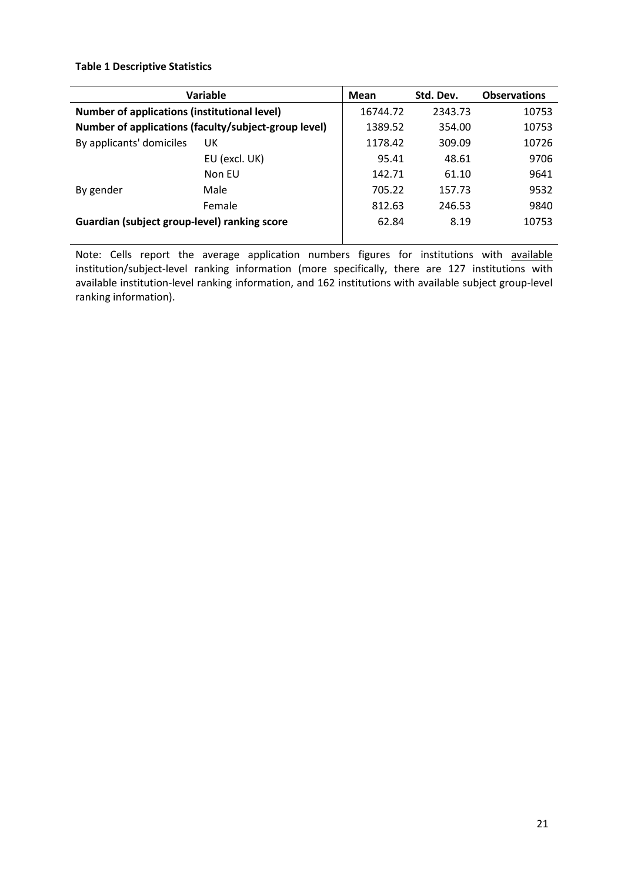**Table 1 Descriptive Statistics**

| Variable | | Mean | Std. Dev. | Observations |
|---|---|---|---|---|
| **Number of applications (institutional level)** | | 16744.72 | 2343.73 | 10753 |
| **Number of applications (faculty/subject-group level)** | | 1389.52 | 354.00 | 10753 |
| By applicants' domiciles | UK | 1178.42 | 309.09 | 10726 |
| | EU (excl. UK) | 95.41 | 48.61 | 9706 |
| | Non EU | 142.71 | 61.10 | 9641 |
| By gender | Male | 705.22 | 157.73 | 9532 |
| | Female | 812.63 | 246.53 | 9840 |
| **Guardian (subject group-level) ranking score** | | 62.84 | 8.19 | 10753 |

Note: Cells report the average application numbers figures for institutions with available institution/subject-level ranking information (more specifically, there are 127 institutions with available institution-level ranking information, and 162 institutions with available subject group-level ranking information).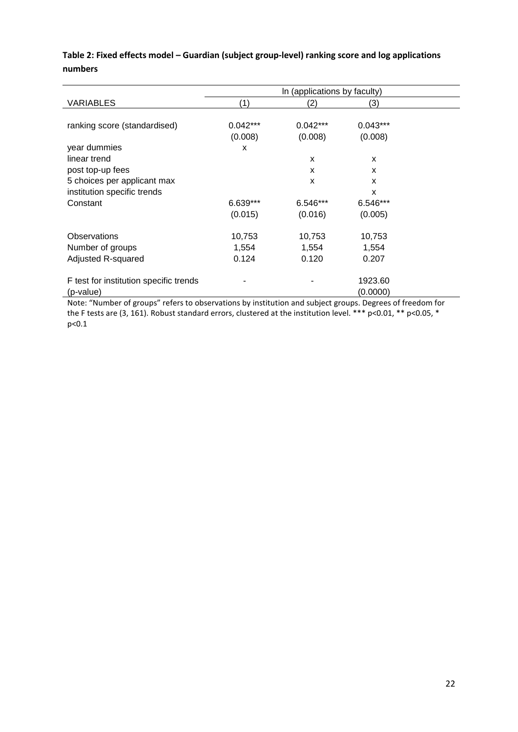**Table 2: Fixed effects model – Guardian (subject group-level) ranking score and log applications numbers**

| | ln (applications by faculty) | | |
|---|---|---|---|
| VARIABLES | (1) | (2) | (3) |
| ranking score (standardised) | 0.042*** | 0.042*** | 0.043*** |
| | (0.008) | (0.008) | (0.008) |
| year dummies | x | | |
| linear trend | | x | x |
| post top-up fees | | x | x |
| 5 choices per applicant max | | x | x |
| institution specific trends | | | x |
| Constant | 6.639*** | 6.546*** | 6.546*** |
| | (0.015) | (0.016) | (0.005) |
| Observations | 10,753 | 10,753 | 10,753 |
| Number of groups | 1,554 | 1,554 | 1,554 |
| Adjusted R-squared | 0.124 | 0.120 | 0.207 |
| F test for institution specific trends | - | - | 1923.60 |
| (p-value) | | | (0.0000) |

Note: "Number of groups" refers to observations by institution and subject groups. Degrees of freedom for the F tests are (3, 161). Robust standard errors, clustered at the institution level. *** $p<0.01$, ** $p<0.05$, * $p<0.1$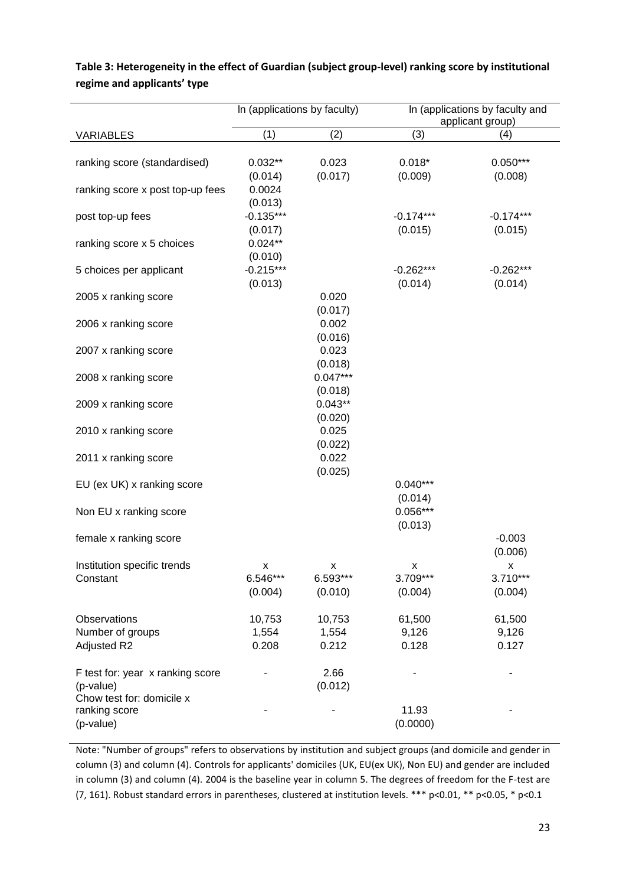**Table 3: Heterogeneity in the effect of Guardian (subject group-level) ranking score by institutional regime and applicants' type**

| | ln (applications by faculty) | | ln (applications by faculty and applicant group) | |
|---|---|---|---|---|
| VARIABLES | (1) | (2) | (3) | (4) |
| ranking score (standardised) | 0.032** | 0.023 | 0.018* | 0.050*** |
| | (0.014) | (0.017) | (0.009) | (0.008) |
| ranking score x post top-up fees | 0.0024 | | | |
| | (0.013) | | | |
| post top-up fees | -0.135*** | | -0.174*** | -0.174*** |
| | (0.017) | | (0.015) | (0.015) |
| ranking score x 5 choices | 0.024** | | | |
| | (0.010) | | | |
| 5 choices per applicant | -0.215*** | | -0.262*** | -0.262*** |
| | (0.013) | | (0.014) | (0.014) |
| 2005 x ranking score | | 0.020 | | |
| | | (0.017) | | |
| 2006 x ranking score | | 0.002 | | |
| | | (0.016) | | |
| 2007 x ranking score | | 0.023 | | |
| | | (0.018) | | |
| 2008 x ranking score | | 0.047*** | | |
| | | (0.018) | | |
| 2009 x ranking score | | 0.043** | | |
| | | (0.020) | | |
| 2010 x ranking score | | 0.025 | | |
| | | (0.022) | | |
| 2011 x ranking score | | 0.022 | | |
| | | (0.025) | | |
| EU (ex UK) x ranking score | | | 0.040*** | |
| | | | (0.014) | |
| Non EU x ranking score | | | 0.056*** | |
| | | | (0.013) | |
| female x ranking score | | | | -0.003 |
| | | | | (0.006) |
| Institution specific trends | x | x | x | x |
| Constant | 6.546*** | 6.593*** | 3.709*** | 3.710*** |
| | (0.004) | (0.010) | (0.004) | (0.004) |
| Observations | 10,753 | 10,753 | 61,500 | 61,500 |
| Number of groups | 1,554 | 1,554 | 9,126 | 9,126 |
| Adjusted R2 | 0.208 | 0.212 | 0.128 | 0.127 |
| F test for: year x ranking score (p-value) | - | 2.66 (0.012) | - | - |
| Chow test for: domicile x ranking score (p-value) | - | - | 11.93 (0.0000) | - |

Note: "Number of groups" refers to observations by institution and subject groups (and domicile and gender in column (3) and column (4). Controls for applicants' domiciles (UK, EU(ex UK), Non EU) and gender are included in column (3) and column (4). 2004 is the baseline year in column 5. The degrees of freedom for the F-test are (7, 161). Robust standard errors in parentheses, clustered at institution levels. *** p<0.01, ** p<0.05, * p<0.1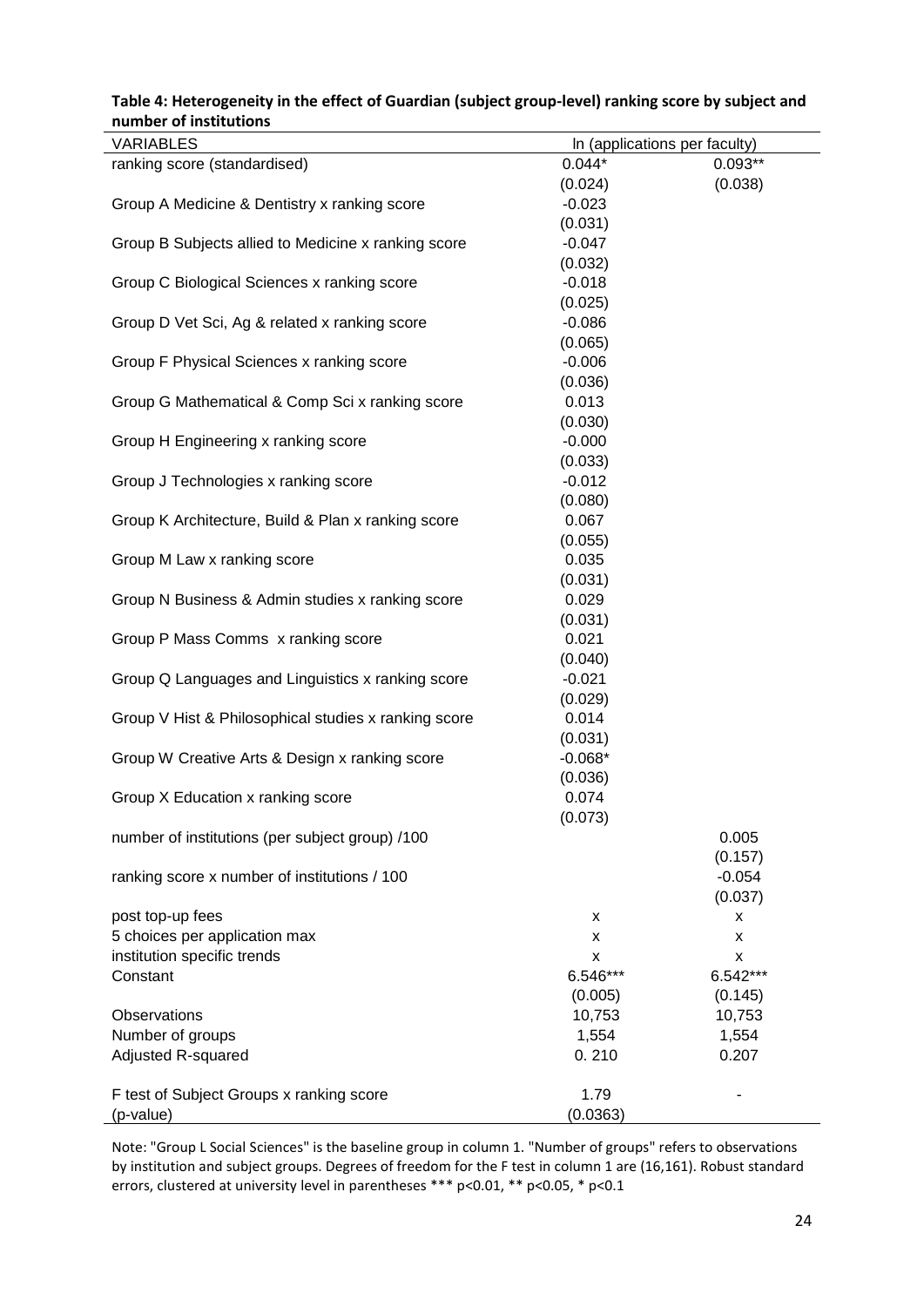**Table 4: Heterogeneity in the effect of Guardian (subject group-level) ranking score by subject and number of institutions**

| VARIABLES | ln (applications per faculty) | |
|---|---|---|
| ranking score (standardised) | 0.044* | 0.093** |
| | (0.024) | (0.038) |
| Group A Medicine & Dentistry x ranking score | -0.023 | |
| | (0.031) | |
| Group B Subjects allied to Medicine x ranking score | -0.047 | |
| | (0.032) | |
| Group C Biological Sciences x ranking score | -0.018 | |
| | (0.025) | |
| Group D Vet Sci, Ag & related x ranking score | -0.086 | |
| | (0.065) | |
| Group F Physical Sciences x ranking score | -0.006 | |
| | (0.036) | |
| Group G Mathematical & Comp Sci x ranking score | 0.013 | |
| | (0.030) | |
| Group H Engineering x ranking score | -0.000 | |
| | (0.033) | |
| Group J Technologies x ranking score | -0.012 | |
| | (0.080) | |
| Group K Architecture, Build & Plan x ranking score | 0.067 | |
| | (0.055) | |
| Group M Law x ranking score | 0.035 | |
| | (0.031) | |
| Group N Business & Admin studies x ranking score | 0.029 | |
| | (0.031) | |
| Group P Mass Comms x ranking score | 0.021 | |
| | (0.040) | |
| Group Q Languages and Linguistics x ranking score | -0.021 | |
| | (0.029) | |
| Group V Hist & Philosophical studies x ranking score | 0.014 | |
| | (0.031) | |
| Group W Creative Arts & Design x ranking score | -0.068* | |
| | (0.036) | |
| Group X Education x ranking score | 0.074 | |
| | (0.073) | |
| number of institutions (per subject group) /100 | | 0.005 |
| | | (0.157) |
| ranking score x number of institutions / 100 | | -0.054 |
| | | (0.037) |
| post top-up fees | x | x |
| 5 choices per application max | x | x |
| institution specific trends | x | x |
| Constant | 6.546*** | 6.542*** |
| | (0.005) | (0.145) |
| Observations | 10,753 | 10,753 |
| Number of groups | 1,554 | 1,554 |
| Adjusted R-squared | 0. 210 | 0.207 |
| F test of Subject Groups x ranking score | 1.79 | - |
| (p-value) | (0.0363) | |

Note: "Group L Social Sciences" is the baseline group in column 1. "Number of groups" refers to observations by institution and subject groups. Degrees of freedom for the F test in column 1 are (16,161). Robust standard errors, clustered at university level in parentheses *** p<0.01, ** p<0.05, * p<0.1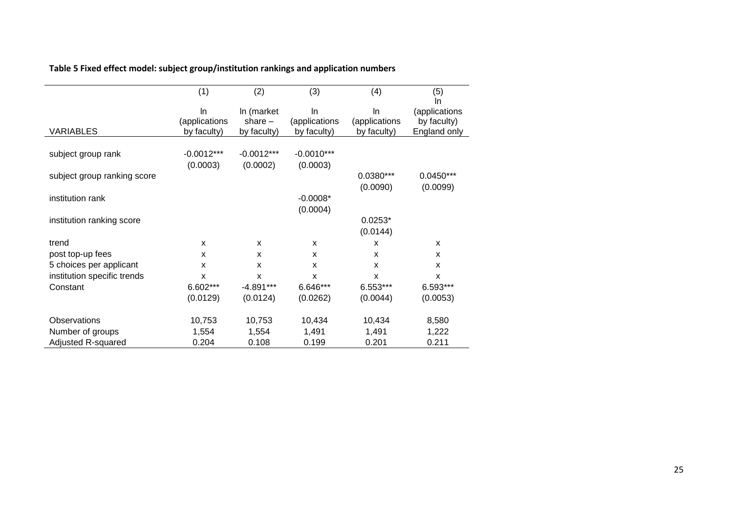**Table 5 Fixed effect model: subject group/institution rankings and application numbers**

| | (1) | (2) | (3) | (4) | (5) |
|---|---|---|---|---|---|
| VARIABLES | ln (applications by faculty) | ln (market share – by faculty) | ln (applications by faculty) | ln (applications by faculty) | ln (applications by faculty) England only |
| subject group rank | -0.0012*** | -0.0012*** | -0.0010*** | | |
| | (0.0003) | (0.0002) | (0.0003) | | |
| subject group ranking score | | | | 0.0380*** | 0.0450*** |
| | | | | (0.0090) | (0.0099) |
| institution rank | | | -0.0008* | | |
| | | | (0.0004) | | |
| institution ranking score | | | | 0.0253* | |
| | | | | (0.0144) | |
| trend | x | x | x | x | x |
| post top-up fees | x | x | x | x | x |
| 5 choices per applicant | x | x | x | x | x |
| institution specific trends | x | x | x | x | x |
| Constant | 6.602*** | -4.891*** | 6.646*** | 6.553*** | 6.593*** |
| | (0.0129) | (0.0124) | (0.0262) | (0.0044) | (0.0053) |
| Observations | 10,753 | 10,753 | 10,434 | 10,434 | 8,580 |
| Number of groups | 1,554 | 1,554 | 1,491 | 1,491 | 1,222 |
| Adjusted R-squared | 0.204 | 0.108 | 0.199 | 0.201 | 0.211 |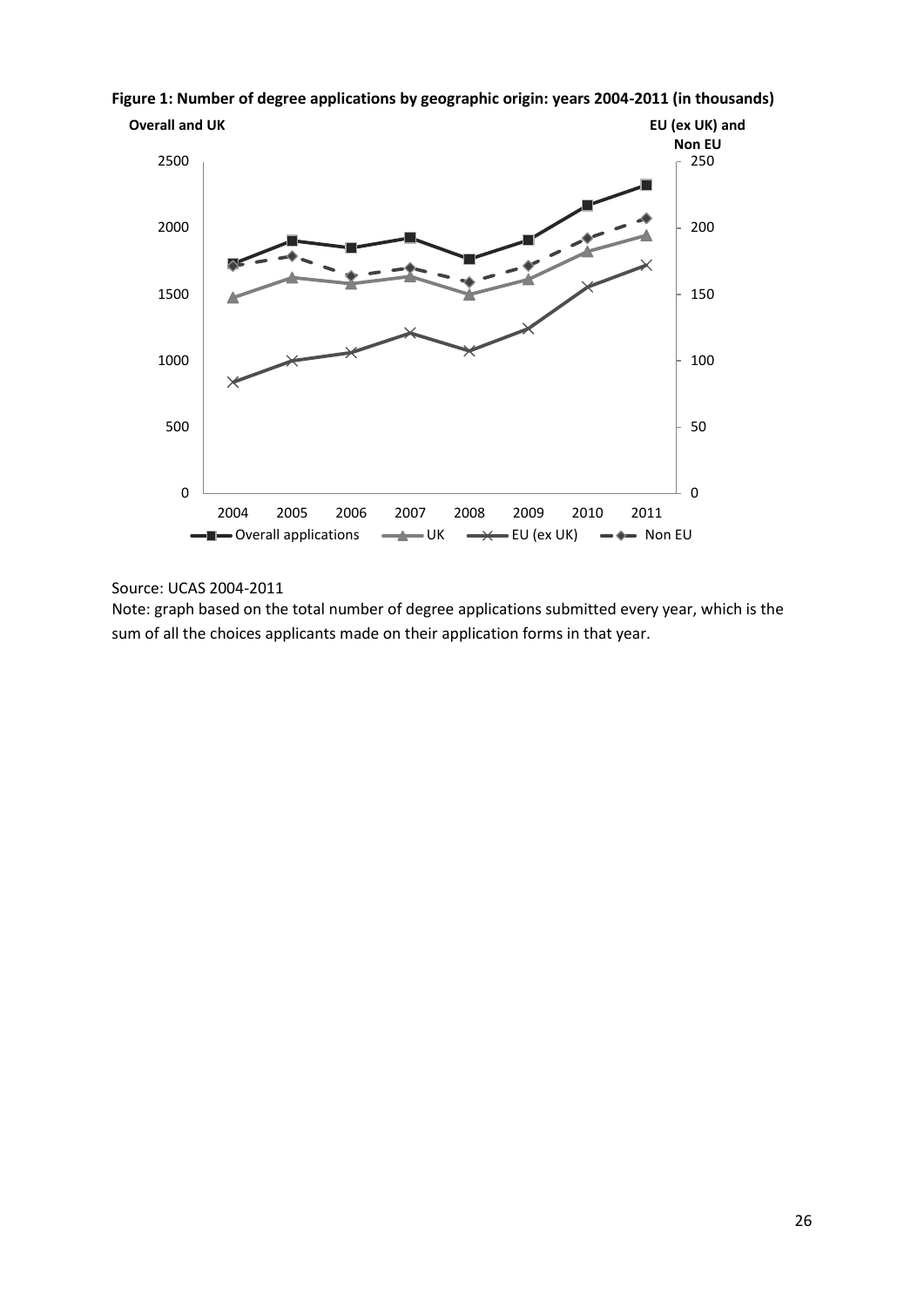**Figure 1: Number of degree applications by geographic origin: years 2004-2011 (in thousands)**

Source: UCAS 2004-2011

Note: graph based on the total number of degree applications submitted every year, which is the sum of all the choices applicants made on their application forms in that year.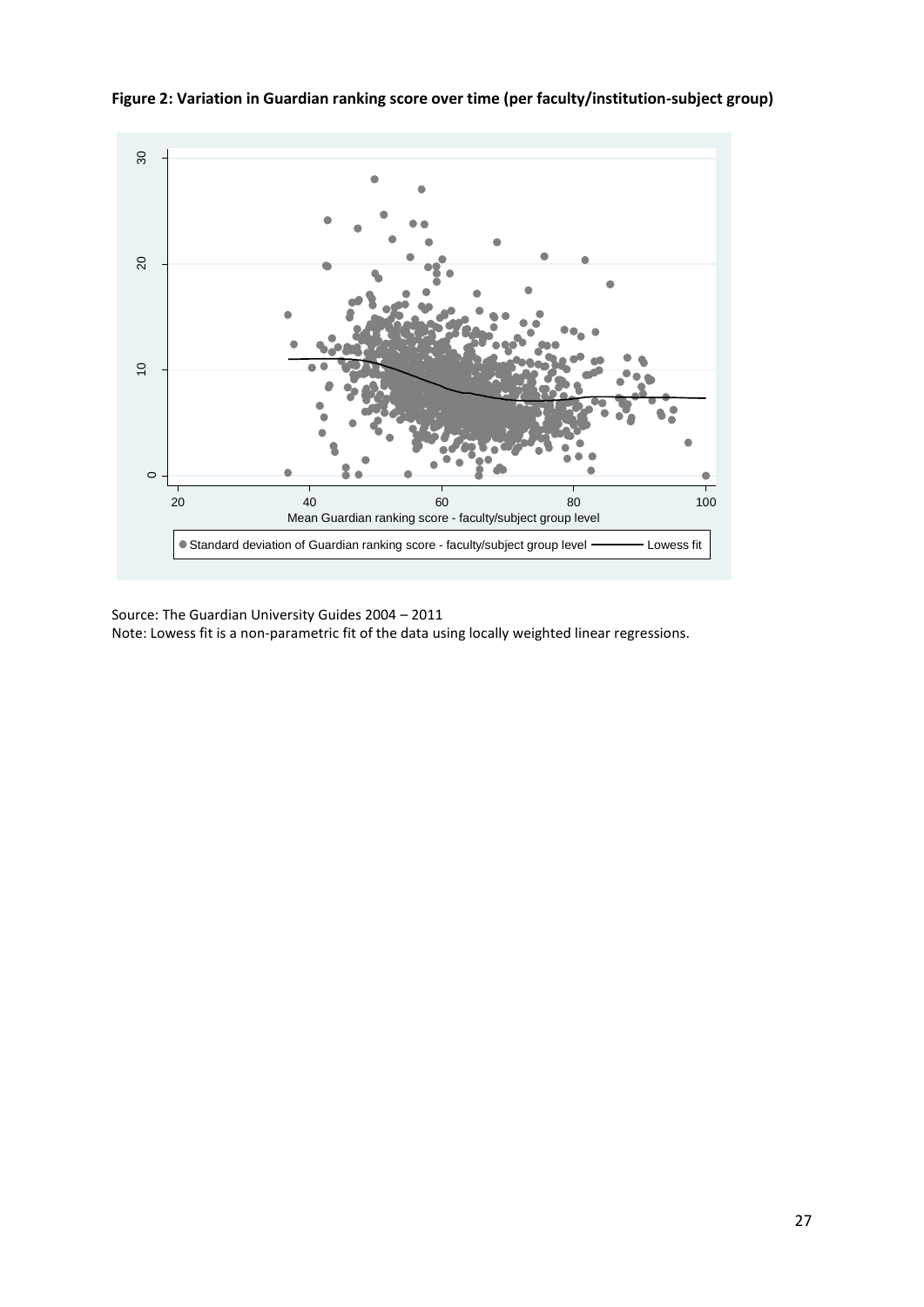**Figure 2: Variation in Guardian ranking score over time (per faculty/institution-subject group)**

Source: The Guardian University Guides 2004 – 2011

Note: Lowess fit is a non-parametric fit of the data using locally weighted linear regressions.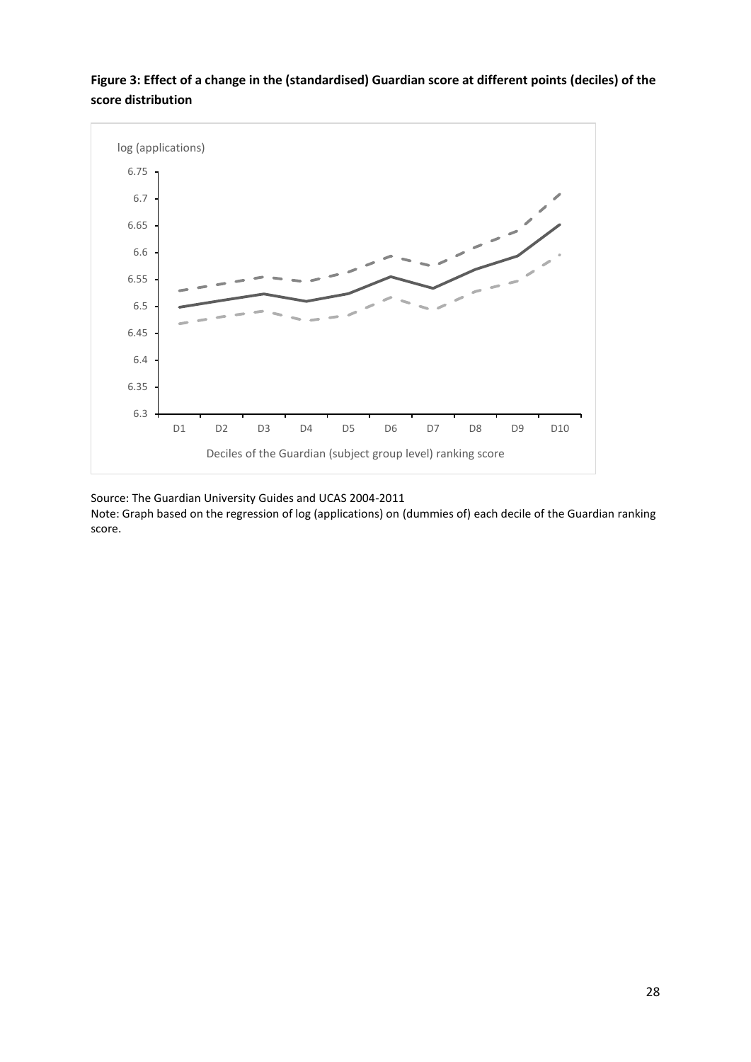**Figure 3: Effect of a change in the (standardised) Guardian score at different points (deciles) of the score distribution**

Source: The Guardian University Guides and UCAS 2004-2011

Note: Graph based on the regression of log (applications) on (dummies of) each decile of the Guardian ranking score.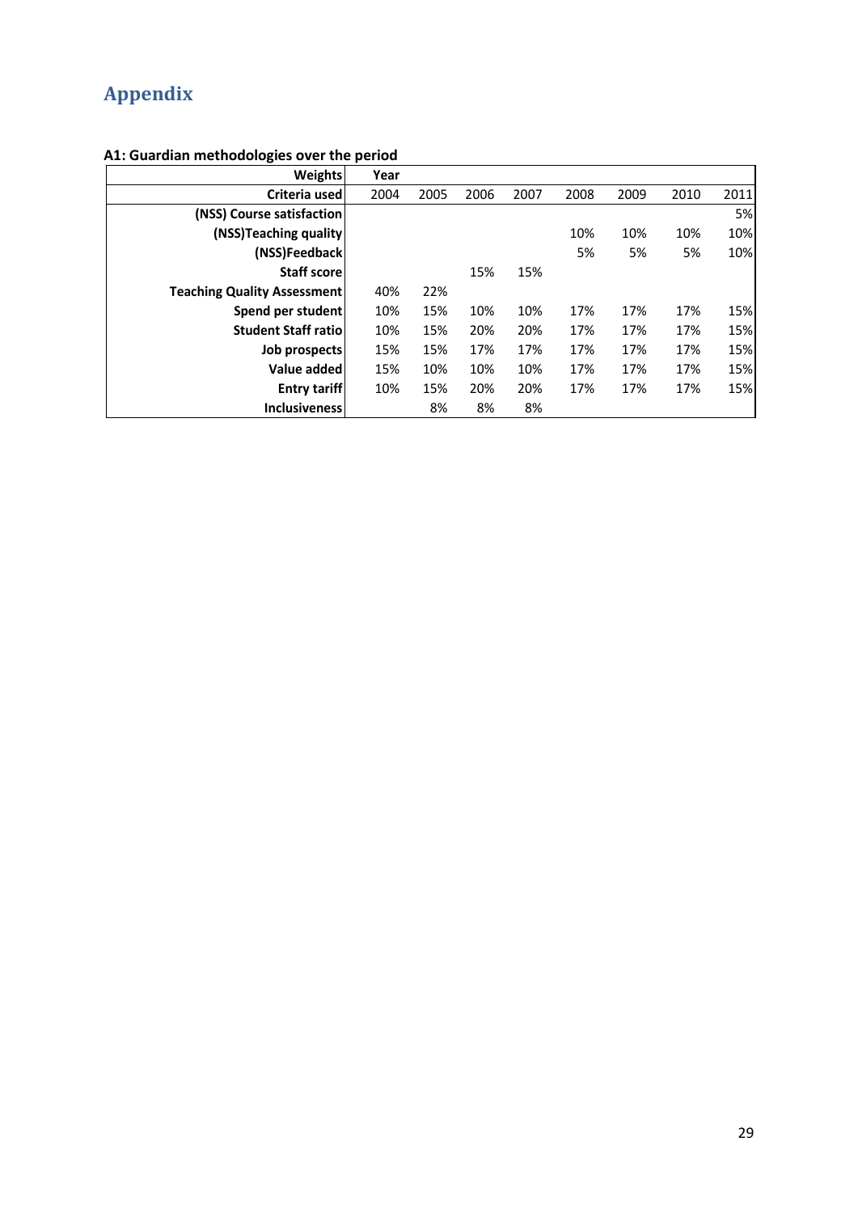# Appendix

### A1: Guardian methodologies over the period

| Weights | Year | | | | | | | |
|---|---|---|---|---|---|---|---|---|
| **Criteria used** | 2004 | 2005 | 2006 | 2007 | 2008 | 2009 | 2010 | 2011 |
| **(NSS) Course satisfaction** | | | | | | | | 5% |
| **(NSS)Teaching quality** | | | | | 10% | 10% | 10% | 10% |
| **(NSS)Feedback** | | | | | 5% | 5% | 5% | 10% |
| **Staff score** | | | 15% | 15% | | | | |
| **Teaching Quality Assessment** | 40% | 22% | | | | | | |
| **Spend per student** | 10% | 15% | 10% | 10% | 17% | 17% | 17% | 15% |
| **Student Staff ratio** | 10% | 15% | 20% | 20% | 17% | 17% | 17% | 15% |
| **Job prospects** | 15% | 15% | 17% | 17% | 17% | 17% | 17% | 15% |
| **Value added** | 15% | 10% | 10% | 10% | 17% | 17% | 17% | 15% |
| **Entry tariff** | 10% | 15% | 20% | 20% | 17% | 17% | 17% | 15% |
| **Inclusiveness** | | 8% | 8% | 8% | | | | |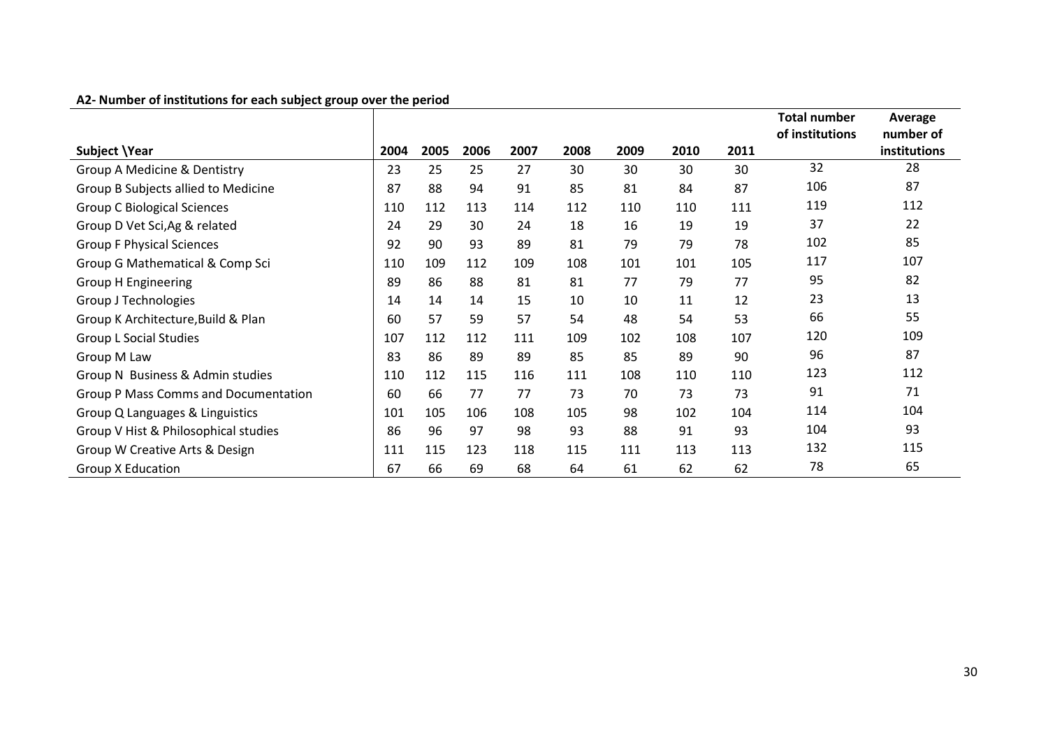**A2- Number of institutions for each subject group over the period**

| Subject \Year | 2004 | 2005 | 2006 | 2007 | 2008 | 2009 | 2010 | 2011 | Total number of institutions | Average number of institutions |
|---|---|---|---|---|---|---|---|---|---|---|
| Group A Medicine & Dentistry | 23 | 25 | 25 | 27 | 30 | 30 | 30 | 30 | 32 | 28 |
| Group B Subjects allied to Medicine | 87 | 88 | 94 | 91 | 85 | 81 | 84 | 87 | 106 | 87 |
| Group C Biological Sciences | 110 | 112 | 113 | 114 | 112 | 110 | 110 | 111 | 119 | 112 |
| Group D Vet Sci,Ag & related | 24 | 29 | 30 | 24 | 18 | 16 | 19 | 19 | 37 | 22 |
| Group F Physical Sciences | 92 | 90 | 93 | 89 | 81 | 79 | 79 | 78 | 102 | 85 |
| Group G Mathematical & Comp Sci | 110 | 109 | 112 | 109 | 108 | 101 | 101 | 105 | 117 | 107 |
| Group H Engineering | 89 | 86 | 88 | 81 | 81 | 77 | 79 | 77 | 95 | 82 |
| Group J Technologies | 14 | 14 | 14 | 15 | 10 | 10 | 11 | 12 | 23 | 13 |
| Group K Architecture,Build & Plan | 60 | 57 | 59 | 57 | 54 | 48 | 54 | 53 | 66 | 55 |
| Group L Social Studies | 107 | 112 | 112 | 111 | 109 | 102 | 108 | 107 | 120 | 109 |
| Group M Law | 83 | 86 | 89 | 89 | 85 | 85 | 89 | 90 | 96 | 87 |
| Group N Business & Admin studies | 110 | 112 | 115 | 116 | 111 | 108 | 110 | 110 | 123 | 112 |
| Group P Mass Comms and Documentation | 60 | 66 | 77 | 77 | 73 | 70 | 73 | 73 | 91 | 71 |
| Group Q Languages & Linguistics | 101 | 105 | 106 | 108 | 105 | 98 | 102 | 104 | 114 | 104 |
| Group V Hist & Philosophical studies | 86 | 96 | 97 | 98 | 93 | 88 | 91 | 93 | 104 | 93 |
| Group W Creative Arts & Design | 111 | 115 | 123 | 118 | 115 | 111 | 113 | 113 | 132 | 115 |
| Group X Education | 67 | 66 | 69 | 68 | 64 | 61 | 62 | 62 | 78 | 65 |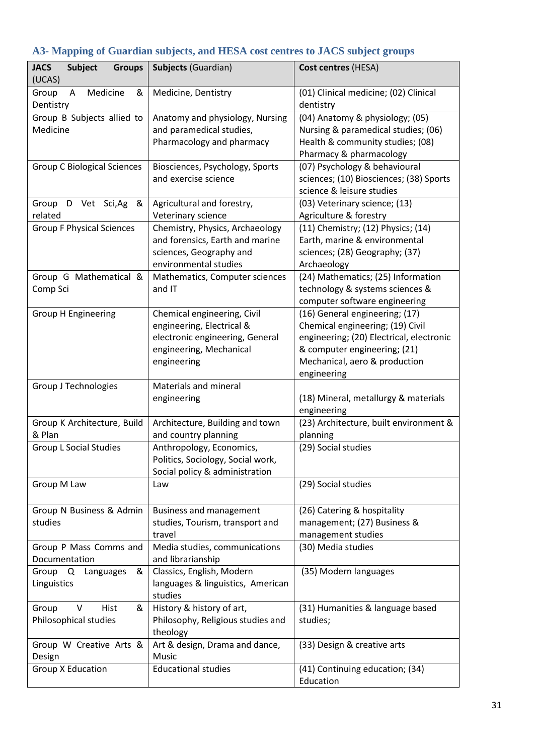### A3- Mapping of Guardian subjects, and HESA cost centres to JACS subject groups

| **JACS Subject Groups** (UCAS) | **Subjects** (Guardian) | **Cost centres** (HESA) |
|---|---|---|
| Group A Medicine & Dentistry | Medicine, Dentistry | (01) Clinical medicine; (02) Clinical dentistry |
| Group B Subjects allied to Medicine | Anatomy and physiology, Nursing and paramedical studies, Pharmacology and pharmacy | (04) Anatomy & physiology; (05) Nursing & paramedical studies; (06) Health & community studies; (08) Pharmacy & pharmacology |
| Group C Biological Sciences | Biosciences, Psychology, Sports and exercise science | (07) Psychology & behavioural sciences; (10) Biosciences; (38) Sports science & leisure studies |
| Group D Vet Sci,Ag & related | Agricultural and forestry, Veterinary science | (03) Veterinary science; (13) Agriculture & forestry |
| Group F Physical Sciences | Chemistry, Physics, Archaeology and forensics, Earth and marine sciences, Geography and environmental studies | (11) Chemistry; (12) Physics; (14) Earth, marine & environmental sciences; (28) Geography; (37) Archaeology |
| Group G Mathematical & Comp Sci | Mathematics, Computer sciences and IT | (24) Mathematics; (25) Information technology & systems sciences & computer software engineering |
| Group H Engineering | Chemical engineering, Civil engineering, Electrical & electronic engineering, General engineering, Mechanical engineering | (16) General engineering; (17) Chemical engineering; (19) Civil engineering; (20) Electrical, electronic & computer engineering; (21) Mechanical, aero & production engineering |
| Group J Technologies | Materials and mineral engineering | (18) Mineral, metallurgy & materials engineering |
| Group K Architecture, Build & Plan | Architecture, Building and town and country planning | (23) Architecture, built environment & planning |
| Group L Social Studies | Anthropology, Economics, Politics, Sociology, Social work, Social policy & administration | (29) Social studies |
| Group M Law | Law | (29) Social studies |
| Group N Business & Admin studies | Business and management studies, Tourism, transport and travel | (26) Catering & hospitality management; (27) Business & management studies |
| Group P Mass Comms and Documentation | Media studies, communications and librarianship | (30) Media studies |
| Group Q Languages & Linguistics | Classics, English, Modern languages & linguistics, American studies | (35) Modern languages |
| Group V Hist & Philosophical studies | History & history of art, Philosophy, Religious studies and theology | (31) Humanities & language based studies; |
| Group W Creative Arts & Design | Art & design, Drama and dance, Music | (33) Design & creative arts |
| Group X Education | Educational studies | (41) Continuing education; (34) Education |